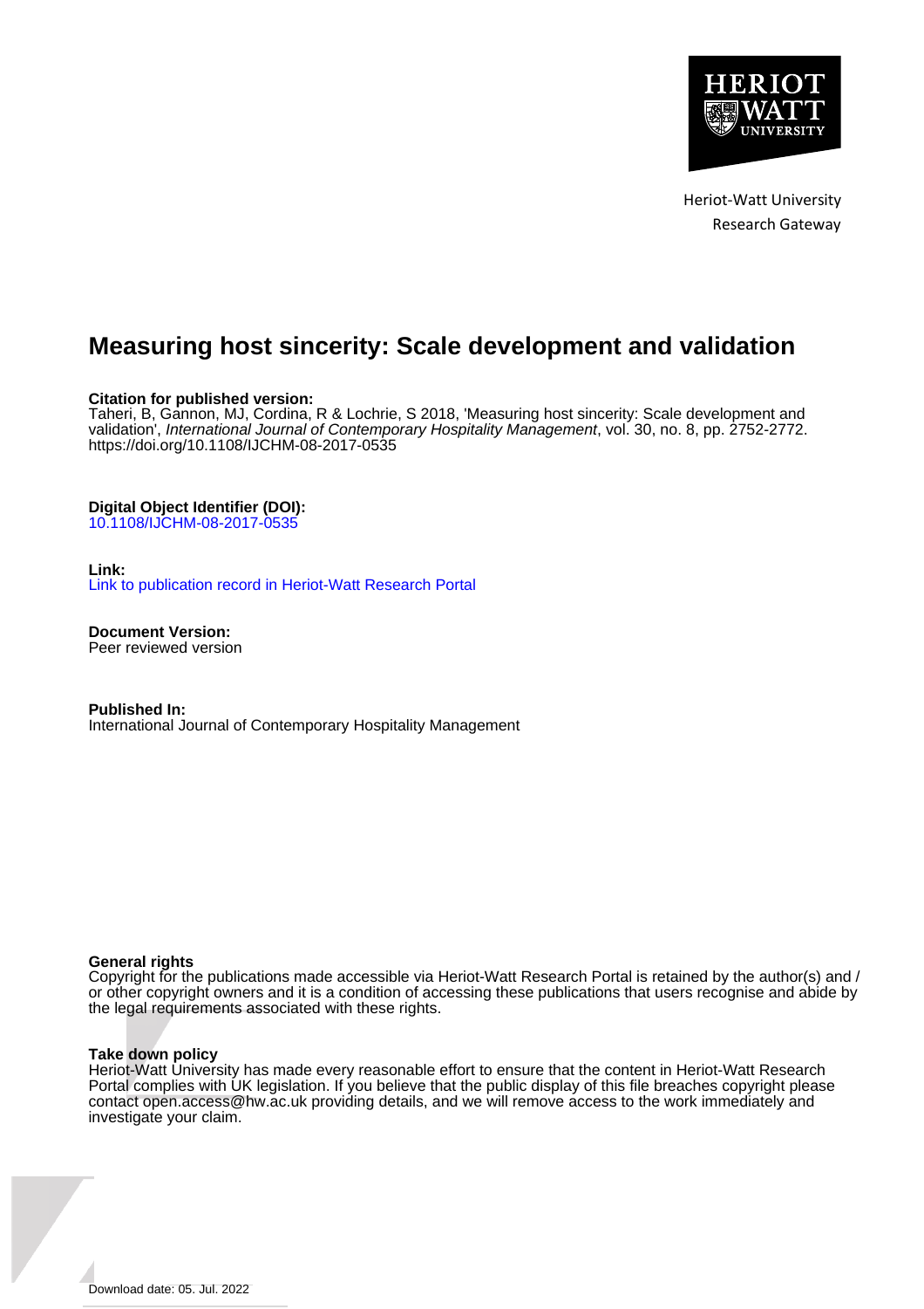Heriot-Watt University
Research Gateway

# Measuring host sincerity: Scale development and validation

**Citation for published version:**
Taheri, B, Gannon, MJ, Cordina, R & Lochrie, S 2018, 'Measuring host sincerity: Scale development and validation', *International Journal of Contemporary Hospitality Management*, vol. 30, no. 8, pp. 2752-2772. https://doi.org/10.1108/IJCHM-08-2017-0535

**Digital Object Identifier (DOI):**
10.1108/IJCHM-08-2017-0535

**Link:**
Link to publication record in Heriot-Watt Research Portal

**Document Version:**
Peer reviewed version

**Published In:**
International Journal of Contemporary Hospitality Management

**General rights**
Copyright for the publications made accessible via Heriot-Watt Research Portal is retained by the author(s) and / or other copyright owners and it is a condition of accessing these publications that users recognise and abide by the legal requirements associated with these rights.

**Take down policy**
Heriot-Watt University has made every reasonable effort to ensure that the content in Heriot-Watt Research Portal complies with UK legislation. If you believe that the public display of this file breaches copyright please contact open.access@hw.ac.uk providing details, and we will remove access to the work immediately and investigate your claim.

Download date: 05. Jul. 2022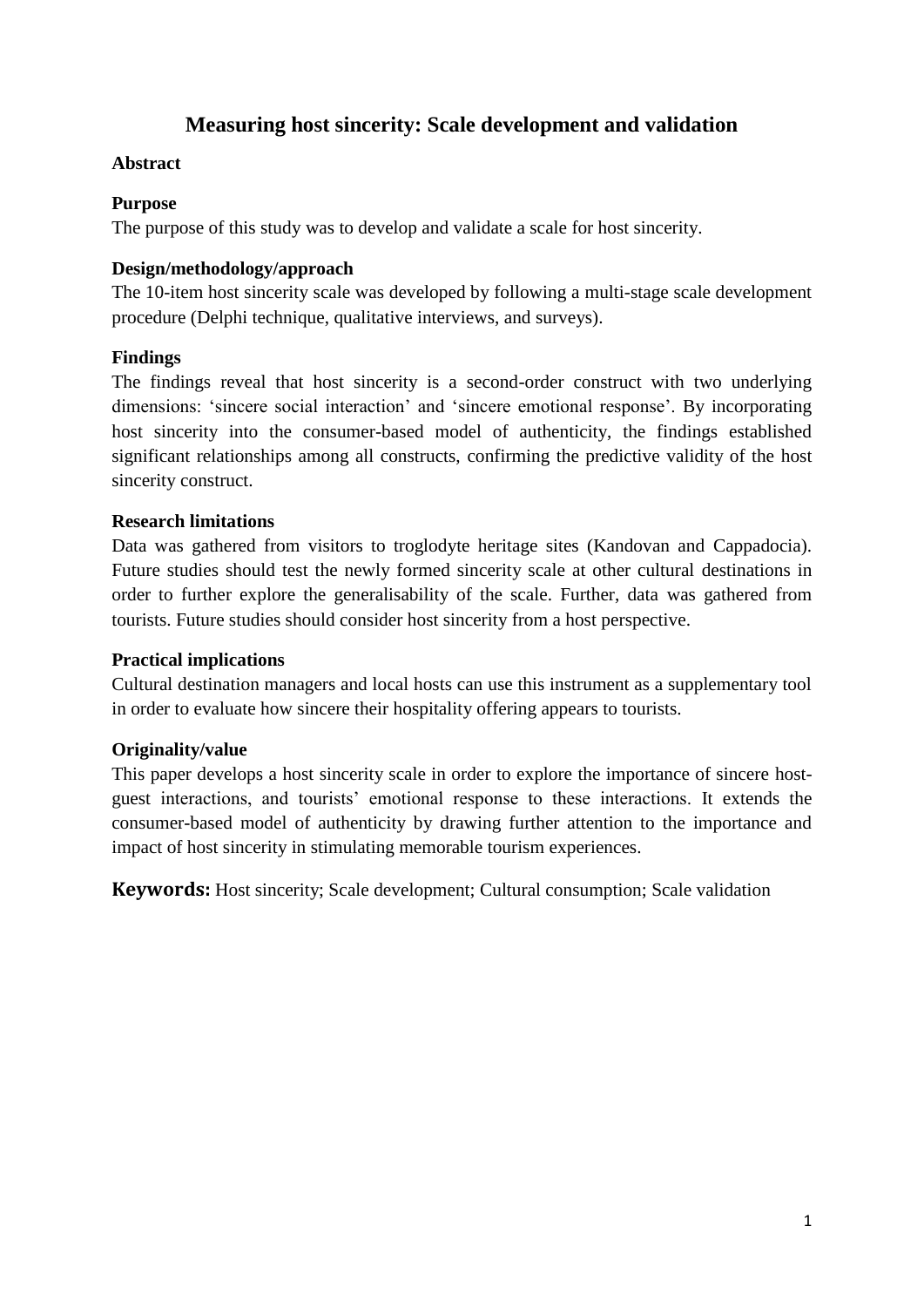# Measuring host sincerity: Scale development and validation

## Abstract

### Purpose

The purpose of this study was to develop and validate a scale for host sincerity.

### Design/methodology/approach

The 10-item host sincerity scale was developed by following a multi-stage scale development procedure (Delphi technique, qualitative interviews, and surveys).

### Findings

The findings reveal that host sincerity is a second-order construct with two underlying dimensions: 'sincere social interaction' and 'sincere emotional response'. By incorporating host sincerity into the consumer-based model of authenticity, the findings established significant relationships among all constructs, confirming the predictive validity of the host sincerity construct.

### Research limitations

Data was gathered from visitors to troglodyte heritage sites (Kandovan and Cappadocia). Future studies should test the newly formed sincerity scale at other cultural destinations in order to further explore the generalisability of the scale. Further, data was gathered from tourists. Future studies should consider host sincerity from a host perspective.

### Practical implications

Cultural destination managers and local hosts can use this instrument as a supplementary tool in order to evaluate how sincere their hospitality offering appears to tourists.

### Originality/value

This paper develops a host sincerity scale in order to explore the importance of sincere host-guest interactions, and tourists' emotional response to these interactions. It extends the consumer-based model of authenticity by drawing further attention to the importance and impact of host sincerity in stimulating memorable tourism experiences.

**Keywords:** Host sincerity; Scale development; Cultural consumption; Scale validation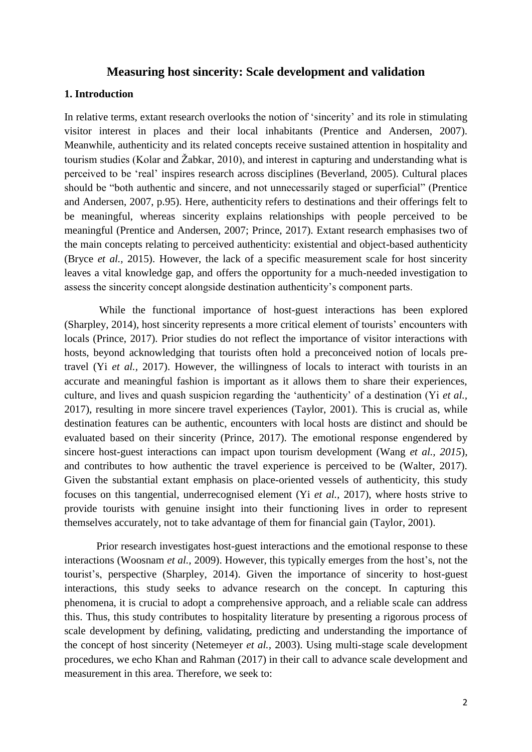## Measuring host sincerity: Scale development and validation

### 1. Introduction

In relative terms, extant research overlooks the notion of 'sincerity' and its role in stimulating visitor interest in places and their local inhabitants (Prentice and Andersen, 2007). Meanwhile, authenticity and its related concepts receive sustained attention in hospitality and tourism studies (Kolar and Žabkar, 2010), and interest in capturing and understanding what is perceived to be 'real' inspires research across disciplines (Beverland, 2005). Cultural places should be "both authentic and sincere, and not unnecessarily staged or superficial" (Prentice and Andersen, 2007, p.95). Here, authenticity refers to destinations and their offerings felt to be meaningful, whereas sincerity explains relationships with people perceived to be meaningful (Prentice and Andersen, 2007; Prince, 2017). Extant research emphasises two of the main concepts relating to perceived authenticity: existential and object-based authenticity (Bryce *et al.,* 2015). However, the lack of a specific measurement scale for host sincerity leaves a vital knowledge gap, and offers the opportunity for a much-needed investigation to assess the sincerity concept alongside destination authenticity's component parts.

While the functional importance of host-guest interactions has been explored (Sharpley, 2014), host sincerity represents a more critical element of tourists' encounters with locals (Prince, 2017). Prior studies do not reflect the importance of visitor interactions with hosts, beyond acknowledging that tourists often hold a preconceived notion of locals pre-travel (Yi *et al.,* 2017). However, the willingness of locals to interact with tourists in an accurate and meaningful fashion is important as it allows them to share their experiences, culture, and lives and quash suspicion regarding the 'authenticity' of a destination (Yi *et al.,* 2017), resulting in more sincere travel experiences (Taylor, 2001). This is crucial as, while destination features can be authentic, encounters with local hosts are distinct and should be evaluated based on their sincerity (Prince, 2017). The emotional response engendered by sincere host-guest interactions can impact upon tourism development (Wang *et al., 2015*), and contributes to how authentic the travel experience is perceived to be (Walter, 2017). Given the substantial extant emphasis on place-oriented vessels of authenticity, this study focuses on this tangential, underrecognised element (Yi *et al.,* 2017), where hosts strive to provide tourists with genuine insight into their functioning lives in order to represent themselves accurately, not to take advantage of them for financial gain (Taylor, 2001).

Prior research investigates host-guest interactions and the emotional response to these interactions (Woosnam *et al.,* 2009). However, this typically emerges from the host's, not the tourist's, perspective (Sharpley, 2014). Given the importance of sincerity to host-guest interactions, this study seeks to advance research on the concept. In capturing this phenomena, it is crucial to adopt a comprehensive approach, and a reliable scale can address this. Thus, this study contributes to hospitality literature by presenting a rigorous process of scale development by defining, validating, predicting and understanding the importance of the concept of host sincerity (Netemeyer *et al.,* 2003). Using multi-stage scale development procedures, we echo Khan and Rahman (2017) in their call to advance scale development and measurement in this area. Therefore, we seek to: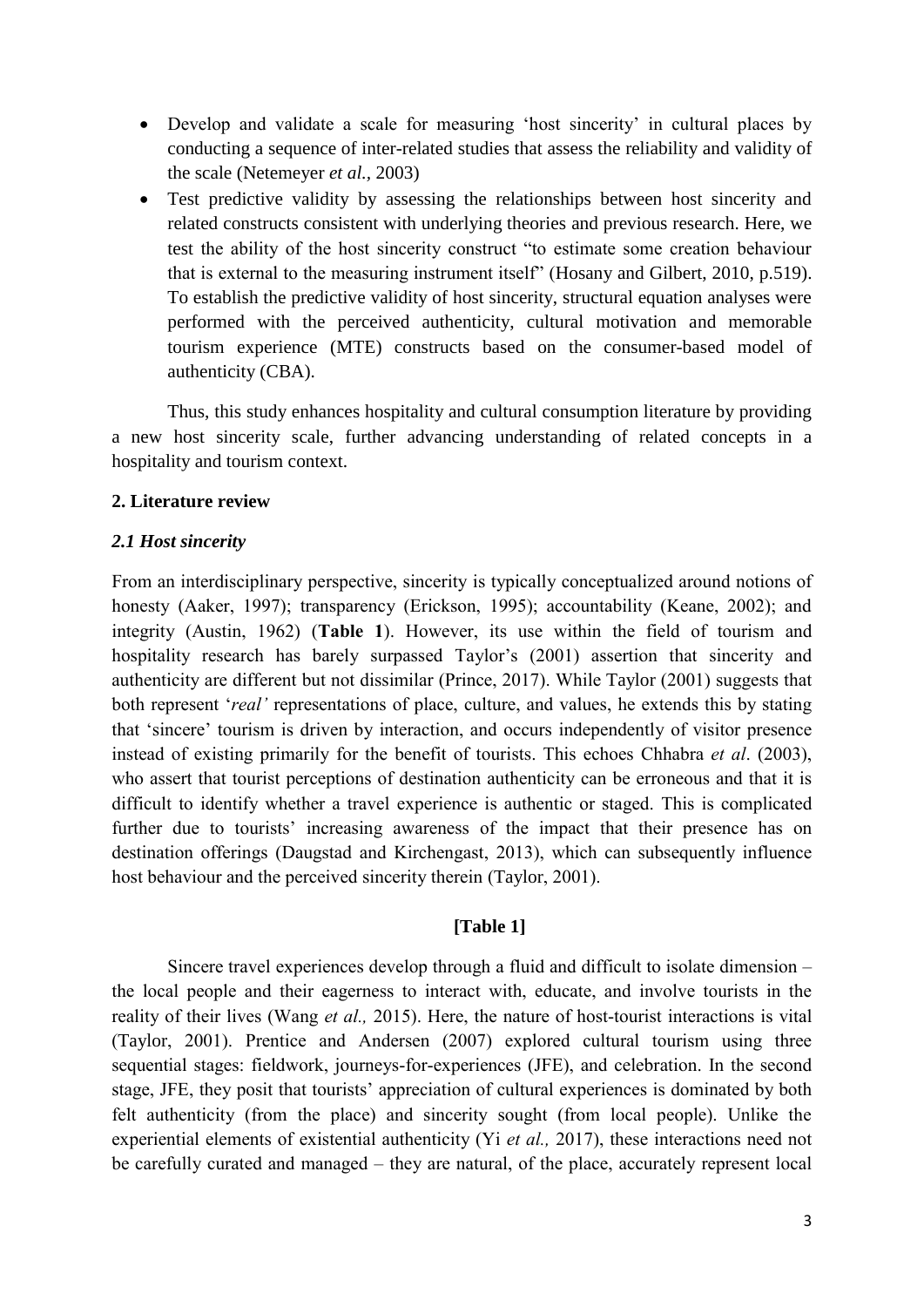- Develop and validate a scale for measuring 'host sincerity' in cultural places by conducting a sequence of inter-related studies that assess the reliability and validity of the scale (Netemeyer *et al.,* 2003)
- Test predictive validity by assessing the relationships between host sincerity and related constructs consistent with underlying theories and previous research. Here, we test the ability of the host sincerity construct "to estimate some creation behaviour that is external to the measuring instrument itself" (Hosany and Gilbert, 2010, p.519). To establish the predictive validity of host sincerity, structural equation analyses were performed with the perceived authenticity, cultural motivation and memorable tourism experience (MTE) constructs based on the consumer-based model of authenticity (CBA).

Thus, this study enhances hospitality and cultural consumption literature by providing a new host sincerity scale, further advancing understanding of related concepts in a hospitality and tourism context.

## 2. Literature review

### *2.1 Host sincerity*

From an interdisciplinary perspective, sincerity is typically conceptualized around notions of honesty (Aaker, 1997); transparency (Erickson, 1995); accountability (Keane, 2002); and integrity (Austin, 1962) (**Table 1**). However, its use within the field of tourism and hospitality research has barely surpassed Taylor's (2001) assertion that sincerity and authenticity are different but not dissimilar (Prince, 2017). While Taylor (2001) suggests that both represent '*real'* representations of place, culture, and values, he extends this by stating that 'sincere' tourism is driven by interaction, and occurs independently of visitor presence instead of existing primarily for the benefit of tourists. This echoes Chhabra *et al*. (2003), who assert that tourist perceptions of destination authenticity can be erroneous and that it is difficult to identify whether a travel experience is authentic or staged. This is complicated further due to tourists' increasing awareness of the impact that their presence has on destination offerings (Daugstad and Kirchengast, 2013), which can subsequently influence host behaviour and the perceived sincerity therein (Taylor, 2001).

**[Table 1]**

Sincere travel experiences develop through a fluid and difficult to isolate dimension – the local people and their eagerness to interact with, educate, and involve tourists in the reality of their lives (Wang *et al.,* 2015). Here, the nature of host-tourist interactions is vital (Taylor, 2001). Prentice and Andersen (2007) explored cultural tourism using three sequential stages: fieldwork, journeys-for-experiences (JFE), and celebration. In the second stage, JFE, they posit that tourists' appreciation of cultural experiences is dominated by both felt authenticity (from the place) and sincerity sought (from local people). Unlike the experiential elements of existential authenticity (Yi *et al.,* 2017), these interactions need not be carefully curated and managed – they are natural, of the place, accurately represent local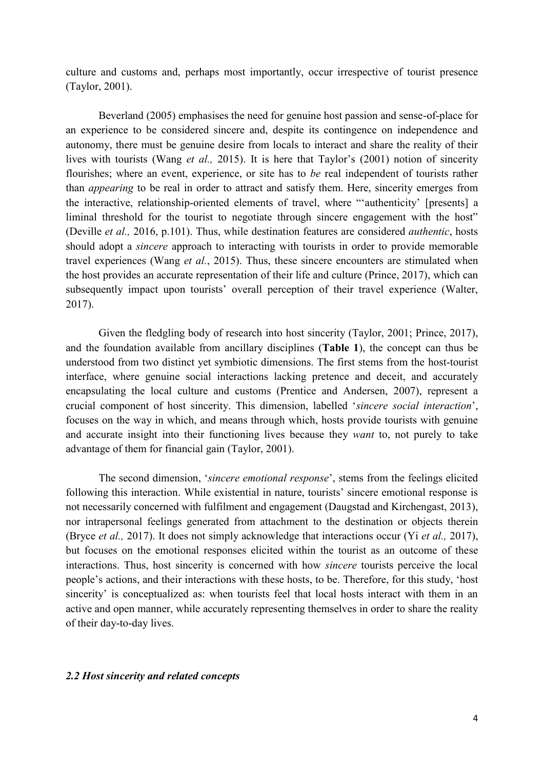culture and customs and, perhaps most importantly, occur irrespective of tourist presence (Taylor, 2001).

Beverland (2005) emphasises the need for genuine host passion and sense-of-place for an experience to be considered sincere and, despite its contingence on independence and autonomy, there must be genuine desire from locals to interact and share the reality of their lives with tourists (Wang *et al.,* 2015). It is here that Taylor's (2001) notion of sincerity flourishes; where an event, experience, or site has to *be* real independent of tourists rather than *appearing* to be real in order to attract and satisfy them. Here, sincerity emerges from the interactive, relationship-oriented elements of travel, where "'authenticity' [presents] a liminal threshold for the tourist to negotiate through sincere engagement with the host" (Deville *et al.,* 2016, p.101). Thus, while destination features are considered *authentic*, hosts should adopt a *sincere* approach to interacting with tourists in order to provide memorable travel experiences (Wang *et al.*, 2015). Thus, these sincere encounters are stimulated when the host provides an accurate representation of their life and culture (Prince, 2017), which can subsequently impact upon tourists' overall perception of their travel experience (Walter, 2017).

Given the fledgling body of research into host sincerity (Taylor, 2001; Prince, 2017), and the foundation available from ancillary disciplines (**Table 1**), the concept can thus be understood from two distinct yet symbiotic dimensions. The first stems from the host-tourist interface, where genuine social interactions lacking pretence and deceit, and accurately encapsulating the local culture and customs (Prentice and Andersen, 2007), represent a crucial component of host sincerity. This dimension, labelled '*sincere social interaction*', focuses on the way in which, and means through which, hosts provide tourists with genuine and accurate insight into their functioning lives because they *want* to, not purely to take advantage of them for financial gain (Taylor, 2001).

The second dimension, '*sincere emotional response*', stems from the feelings elicited following this interaction. While existential in nature, tourists' sincere emotional response is not necessarily concerned with fulfilment and engagement (Daugstad and Kirchengast, 2013), nor intrapersonal feelings generated from attachment to the destination or objects therein (Bryce *et al.,* 2017). It does not simply acknowledge that interactions occur (Yi *et al.,* 2017), but focuses on the emotional responses elicited within the tourist as an outcome of these interactions. Thus, host sincerity is concerned with how *sincere* tourists perceive the local people's actions, and their interactions with these hosts, to be. Therefore, for this study, 'host sincerity' is conceptualized as: when tourists feel that local hosts interact with them in an active and open manner, while accurately representing themselves in order to share the reality of their day-to-day lives.

### *2.2 Host sincerity and related concepts*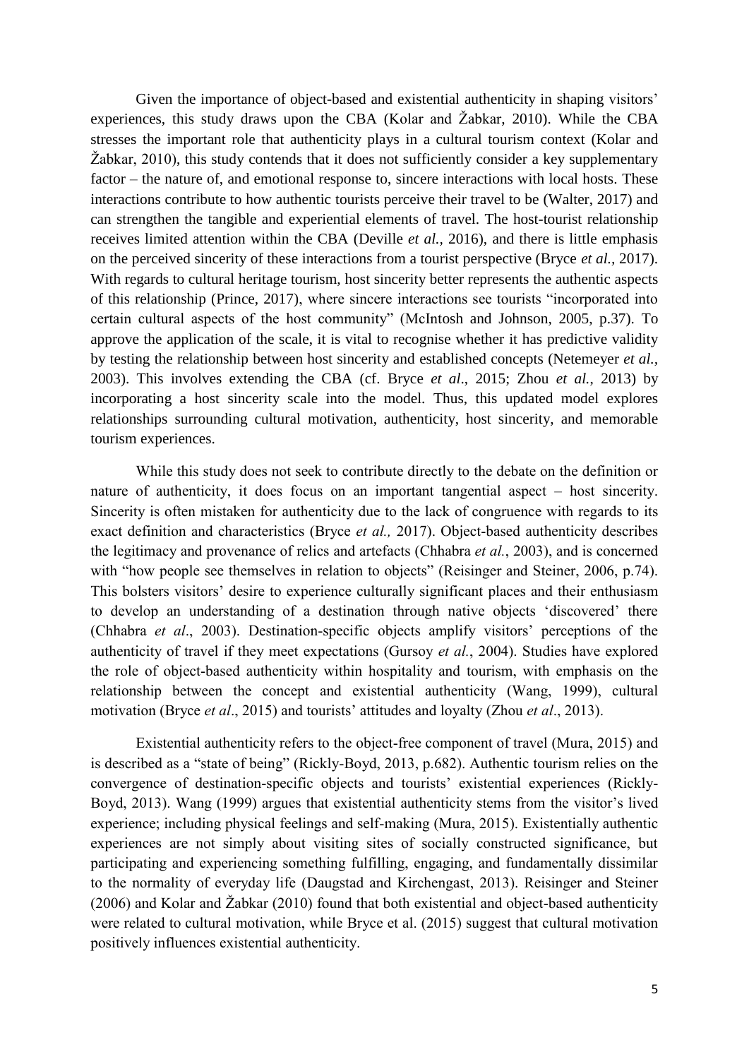Given the importance of object-based and existential authenticity in shaping visitors' experiences, this study draws upon the CBA (Kolar and Žabkar, 2010). While the CBA stresses the important role that authenticity plays in a cultural tourism context (Kolar and Žabkar, 2010), this study contends that it does not sufficiently consider a key supplementary factor – the nature of, and emotional response to, sincere interactions with local hosts. These interactions contribute to how authentic tourists perceive their travel to be (Walter, 2017) and can strengthen the tangible and experiential elements of travel. The host-tourist relationship receives limited attention within the CBA (Deville *et al.*, 2016), and there is little emphasis on the perceived sincerity of these interactions from a tourist perspective (Bryce *et al.,* 2017). With regards to cultural heritage tourism, host sincerity better represents the authentic aspects of this relationship (Prince, 2017), where sincere interactions see tourists "incorporated into certain cultural aspects of the host community" (McIntosh and Johnson, 2005, p.37). To approve the application of the scale, it is vital to recognise whether it has predictive validity by testing the relationship between host sincerity and established concepts (Netemeyer *et al.*, 2003). This involves extending the CBA (cf. Bryce *et al*., 2015; Zhou *et al.*, 2013) by incorporating a host sincerity scale into the model. Thus, this updated model explores relationships surrounding cultural motivation, authenticity, host sincerity, and memorable tourism experiences.

While this study does not seek to contribute directly to the debate on the definition or nature of authenticity, it does focus on an important tangential aspect – host sincerity. Sincerity is often mistaken for authenticity due to the lack of congruence with regards to its exact definition and characteristics (Bryce *et al.,* 2017). Object-based authenticity describes the legitimacy and provenance of relics and artefacts (Chhabra *et al.*, 2003), and is concerned with "how people see themselves in relation to objects" (Reisinger and Steiner, 2006, p.74). This bolsters visitors' desire to experience culturally significant places and their enthusiasm to develop an understanding of a destination through native objects 'discovered' there (Chhabra *et al*., 2003). Destination-specific objects amplify visitors' perceptions of the authenticity of travel if they meet expectations (Gursoy *et al.*, 2004). Studies have explored the role of object-based authenticity within hospitality and tourism, with emphasis on the relationship between the concept and existential authenticity (Wang, 1999), cultural motivation (Bryce *et al*., 2015) and tourists' attitudes and loyalty (Zhou *et al*., 2013).

Existential authenticity refers to the object-free component of travel (Mura, 2015) and is described as a "state of being" (Rickly-Boyd, 2013, p.682). Authentic tourism relies on the convergence of destination-specific objects and tourists' existential experiences (Rickly-Boyd, 2013). Wang (1999) argues that existential authenticity stems from the visitor's lived experience; including physical feelings and self-making (Mura, 2015). Existentially authentic experiences are not simply about visiting sites of socially constructed significance, but participating and experiencing something fulfilling, engaging, and fundamentally dissimilar to the normality of everyday life (Daugstad and Kirchengast, 2013). Reisinger and Steiner (2006) and Kolar and Žabkar (2010) found that both existential and object-based authenticity were related to cultural motivation, while Bryce et al. (2015) suggest that cultural motivation positively influences existential authenticity.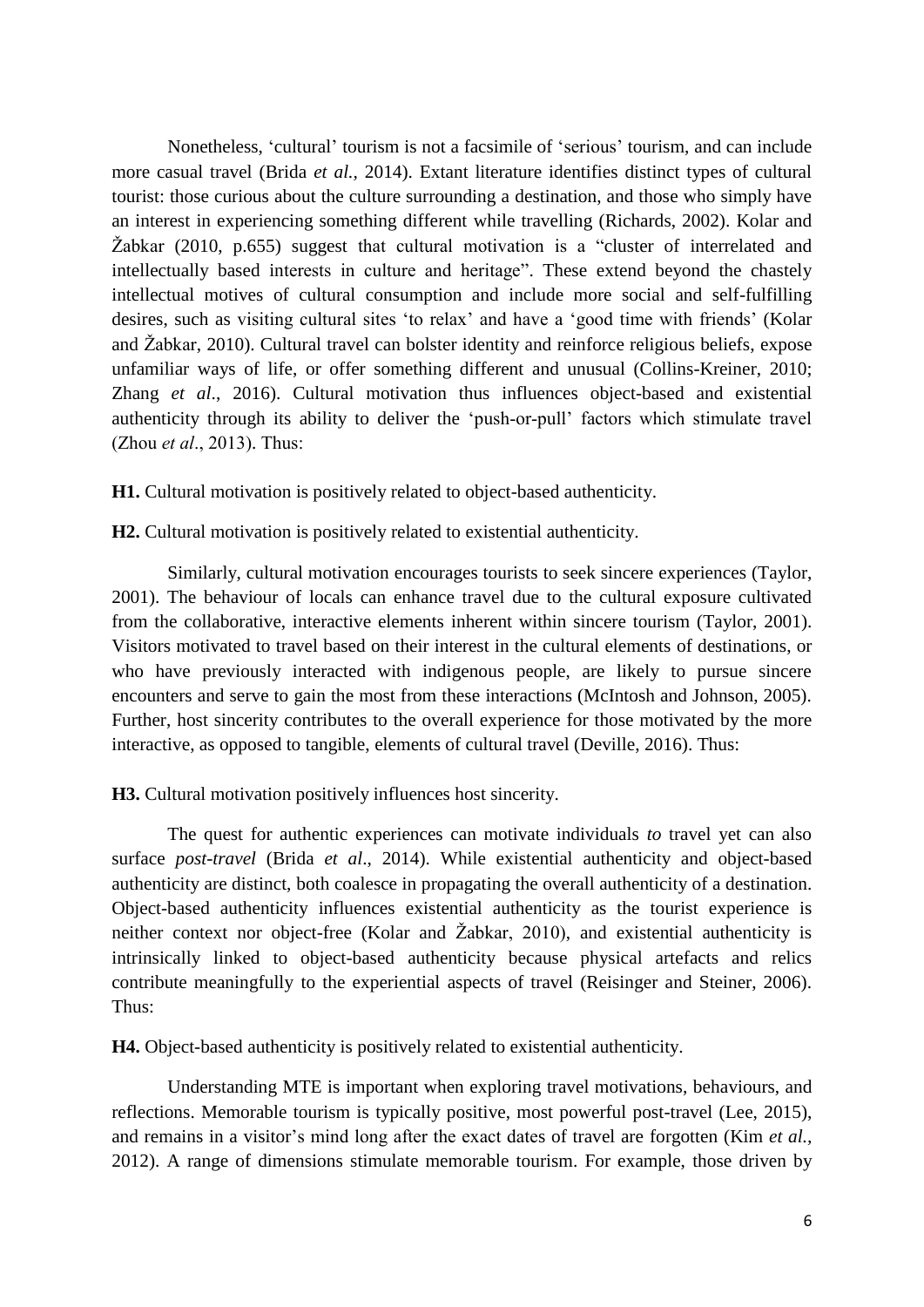Nonetheless, 'cultural' tourism is not a facsimile of 'serious' tourism, and can include more casual travel (Brida *et al.*, 2014). Extant literature identifies distinct types of cultural tourist: those curious about the culture surrounding a destination, and those who simply have an interest in experiencing something different while travelling (Richards, 2002). Kolar and Žabkar (2010, p.655) suggest that cultural motivation is a "cluster of interrelated and intellectually based interests in culture and heritage". These extend beyond the chastely intellectual motives of cultural consumption and include more social and self-fulfilling desires, such as visiting cultural sites 'to relax' and have a 'good time with friends' (Kolar and Žabkar, 2010). Cultural travel can bolster identity and reinforce religious beliefs, expose unfamiliar ways of life, or offer something different and unusual (Collins-Kreiner, 2010; Zhang *et al*., 2016). Cultural motivation thus influences object-based and existential authenticity through its ability to deliver the 'push-or-pull' factors which stimulate travel (Zhou *et al*., 2013). Thus:

**H1.** Cultural motivation is positively related to object-based authenticity.

**H2.** Cultural motivation is positively related to existential authenticity.

Similarly, cultural motivation encourages tourists to seek sincere experiences (Taylor, 2001). The behaviour of locals can enhance travel due to the cultural exposure cultivated from the collaborative, interactive elements inherent within sincere tourism (Taylor, 2001). Visitors motivated to travel based on their interest in the cultural elements of destinations, or who have previously interacted with indigenous people, are likely to pursue sincere encounters and serve to gain the most from these interactions (McIntosh and Johnson, 2005). Further, host sincerity contributes to the overall experience for those motivated by the more interactive, as opposed to tangible, elements of cultural travel (Deville, 2016). Thus:

**H3.** Cultural motivation positively influences host sincerity.

The quest for authentic experiences can motivate individuals *to* travel yet can also surface *post-travel* (Brida *et al*., 2014). While existential authenticity and object-based authenticity are distinct, both coalesce in propagating the overall authenticity of a destination. Object-based authenticity influences existential authenticity as the tourist experience is neither context nor object-free (Kolar and Žabkar, 2010), and existential authenticity is intrinsically linked to object-based authenticity because physical artefacts and relics contribute meaningfully to the experiential aspects of travel (Reisinger and Steiner, 2006). Thus:

**H4.** Object-based authenticity is positively related to existential authenticity.

Understanding MTE is important when exploring travel motivations, behaviours, and reflections. Memorable tourism is typically positive, most powerful post-travel (Lee, 2015), and remains in a visitor's mind long after the exact dates of travel are forgotten (Kim *et al.*, 2012). A range of dimensions stimulate memorable tourism. For example, those driven by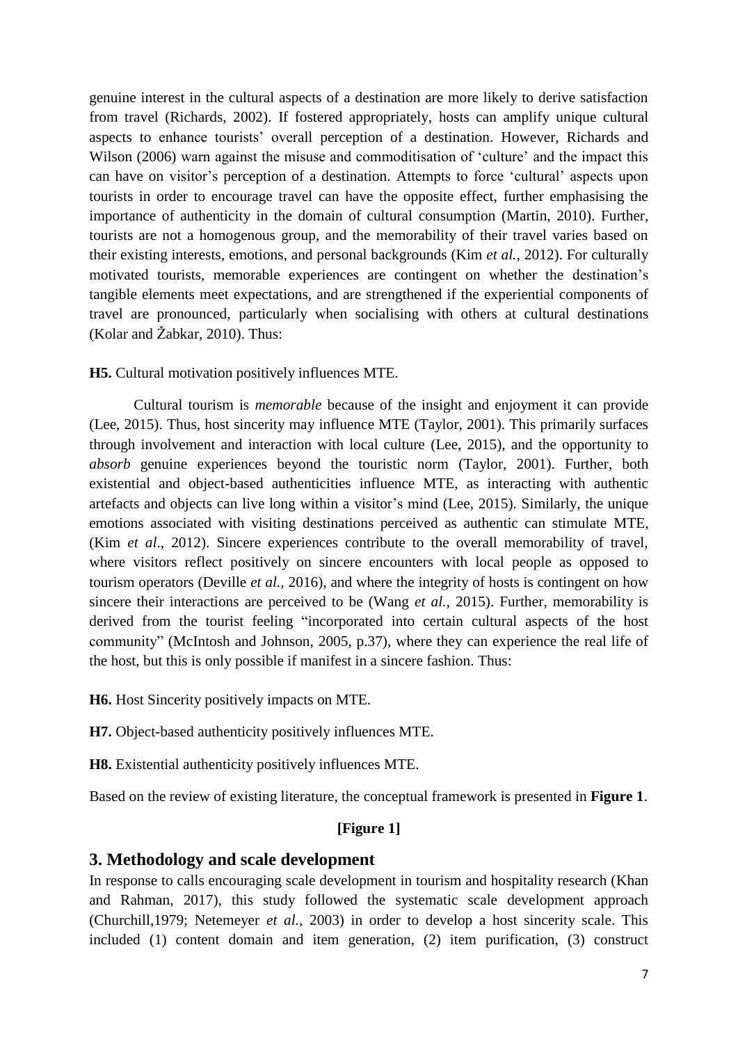genuine interest in the cultural aspects of a destination are more likely to derive satisfaction from travel (Richards, 2002). If fostered appropriately, hosts can amplify unique cultural aspects to enhance tourists' overall perception of a destination. However, Richards and Wilson (2006) warn against the misuse and commoditisation of 'culture' and the impact this can have on visitor's perception of a destination. Attempts to force 'cultural' aspects upon tourists in order to encourage travel can have the opposite effect, further emphasising the importance of authenticity in the domain of cultural consumption (Martin, 2010). Further, tourists are not a homogenous group, and the memorability of their travel varies based on their existing interests, emotions, and personal backgrounds (Kim *et al.*, 2012). For culturally motivated tourists, memorable experiences are contingent on whether the destination's tangible elements meet expectations, and are strengthened if the experiential components of travel are pronounced, particularly when socialising with others at cultural destinations (Kolar and Žabkar, 2010). Thus:

**H5.** Cultural motivation positively influences MTE.

Cultural tourism is *memorable* because of the insight and enjoyment it can provide (Lee, 2015). Thus, host sincerity may influence MTE (Taylor, 2001). This primarily surfaces through involvement and interaction with local culture (Lee, 2015), and the opportunity to *absorb* genuine experiences beyond the touristic norm (Taylor, 2001). Further, both existential and object-based authenticities influence MTE, as interacting with authentic artefacts and objects can live long within a visitor's mind (Lee, 2015). Similarly, the unique emotions associated with visiting destinations perceived as authentic can stimulate MTE, (Kim *et al*., 2012). Sincere experiences contribute to the overall memorability of travel, where visitors reflect positively on sincere encounters with local people as opposed to tourism operators (Deville *et al.*, 2016), and where the integrity of hosts is contingent on how sincere their interactions are perceived to be (Wang *et al.*, 2015). Further, memorability is derived from the tourist feeling "incorporated into certain cultural aspects of the host community" (McIntosh and Johnson, 2005, p.37), where they can experience the real life of the host, but this is only possible if manifest in a sincere fashion. Thus:

**H6.** Host Sincerity positively impacts on MTE.

**H7.** Object-based authenticity positively influences MTE.

**H8.** Existential authenticity positively influences MTE.

Based on the review of existing literature, the conceptual framework is presented in **Figure 1**.

**[Figure 1]**

## 3. Methodology and scale development

In response to calls encouraging scale development in tourism and hospitality research (Khan and Rahman, 2017), this study followed the systematic scale development approach (Churchill,1979; Netemeyer *et al.*, 2003) in order to develop a host sincerity scale. This included (1) content domain and item generation, (2) item purification, (3) construct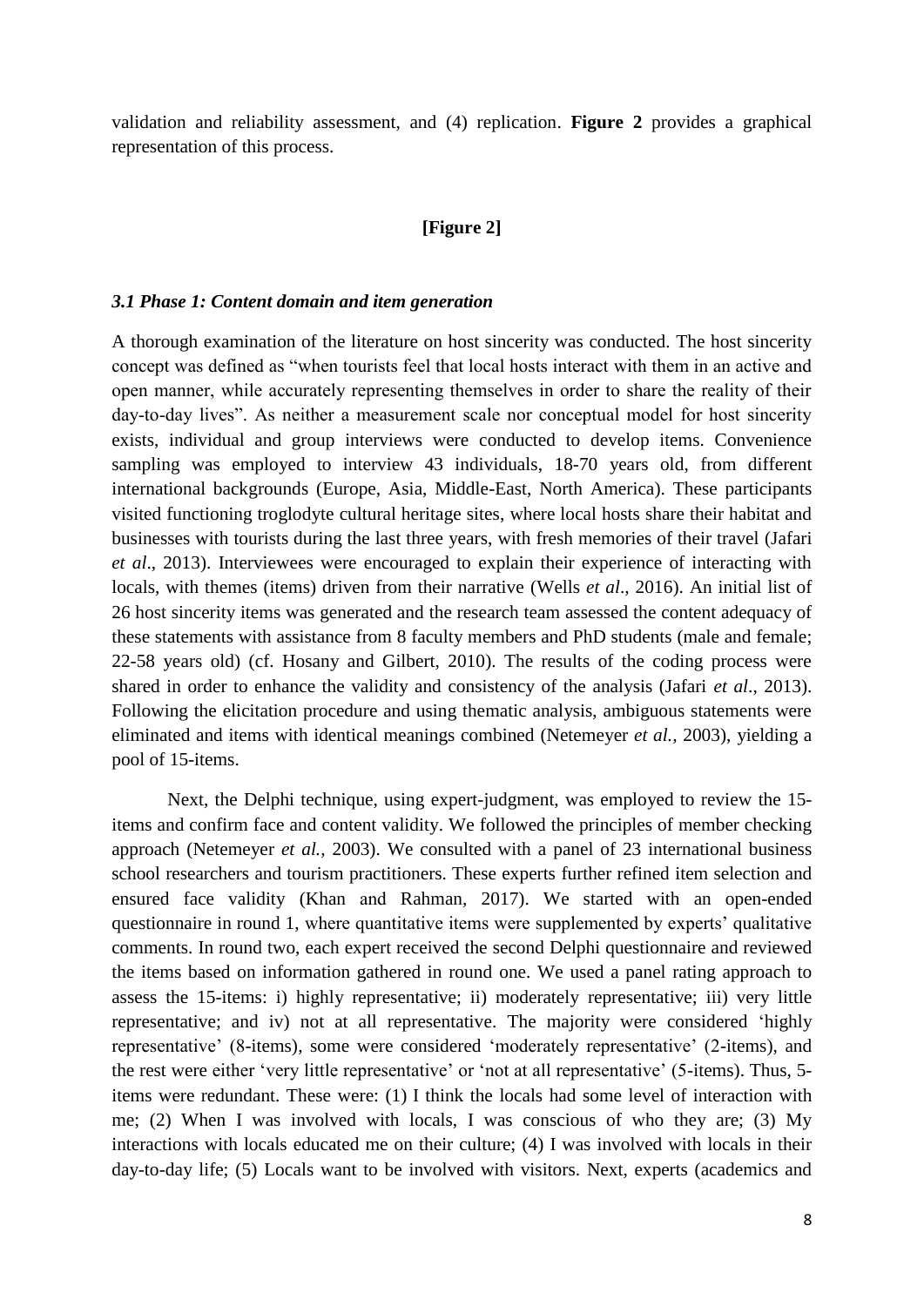validation and reliability assessment, and (4) replication. **Figure 2** provides a graphical representation of this process.

**[Figure 2]**

### *3.1 Phase 1: Content domain and item generation*

A thorough examination of the literature on host sincerity was conducted. The host sincerity concept was defined as "when tourists feel that local hosts interact with them in an active and open manner, while accurately representing themselves in order to share the reality of their day-to-day lives". As neither a measurement scale nor conceptual model for host sincerity exists, individual and group interviews were conducted to develop items. Convenience sampling was employed to interview 43 individuals, 18-70 years old, from different international backgrounds (Europe, Asia, Middle-East, North America). These participants visited functioning troglodyte cultural heritage sites, where local hosts share their habitat and businesses with tourists during the last three years, with fresh memories of their travel (Jafari *et al*., 2013). Interviewees were encouraged to explain their experience of interacting with locals, with themes (items) driven from their narrative (Wells *et al*., 2016). An initial list of 26 host sincerity items was generated and the research team assessed the content adequacy of these statements with assistance from 8 faculty members and PhD students (male and female; 22-58 years old) (cf. Hosany and Gilbert, 2010). The results of the coding process were shared in order to enhance the validity and consistency of the analysis (Jafari *et al*., 2013). Following the elicitation procedure and using thematic analysis, ambiguous statements were eliminated and items with identical meanings combined (Netemeyer *et al.,* 2003), yielding a pool of 15-items.

Next, the Delphi technique, using expert-judgment, was employed to review the 15-items and confirm face and content validity. We followed the principles of member checking approach (Netemeyer *et al.,* 2003). We consulted with a panel of 23 international business school researchers and tourism practitioners. These experts further refined item selection and ensured face validity (Khan and Rahman, 2017). We started with an open-ended questionnaire in round 1, where quantitative items were supplemented by experts' qualitative comments. In round two, each expert received the second Delphi questionnaire and reviewed the items based on information gathered in round one. We used a panel rating approach to assess the 15-items: i) highly representative; ii) moderately representative; iii) very little representative; and iv) not at all representative. The majority were considered 'highly representative' (8-items), some were considered 'moderately representative' (2-items), and the rest were either 'very little representative' or 'not at all representative' (5-items). Thus, 5-items were redundant. These were: (1) I think the locals had some level of interaction with me; (2) When I was involved with locals, I was conscious of who they are; (3) My interactions with locals educated me on their culture; (4) I was involved with locals in their day-to-day life; (5) Locals want to be involved with visitors. Next, experts (academics and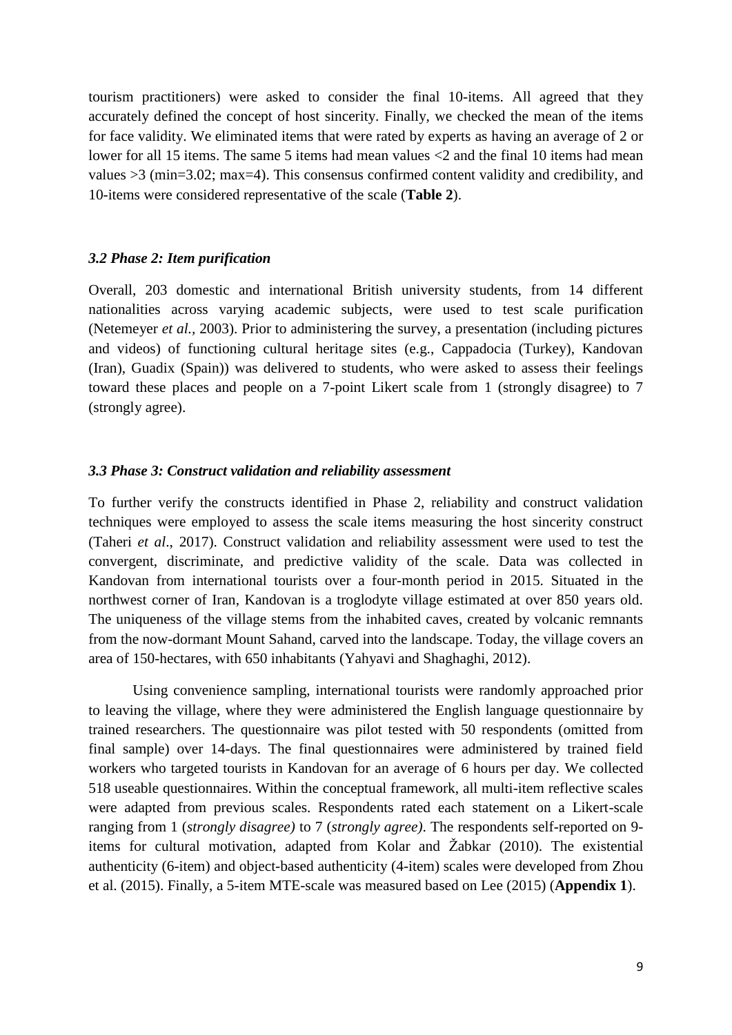tourism practitioners) were asked to consider the final 10-items. All agreed that they accurately defined the concept of host sincerity. Finally, we checked the mean of the items for face validity. We eliminated items that were rated by experts as having an average of 2 or lower for all 15 items. The same 5 items had mean values <2 and the final 10 items had mean values >3 (min=3.02; max=4). This consensus confirmed content validity and credibility, and 10-items were considered representative of the scale (**Table 2**).

### *3.2 Phase 2: Item purification*

Overall, 203 domestic and international British university students, from 14 different nationalities across varying academic subjects, were used to test scale purification (Netemeyer *et al.,* 2003). Prior to administering the survey, a presentation (including pictures and videos) of functioning cultural heritage sites (e.g., Cappadocia (Turkey), Kandovan (Iran), Guadix (Spain)) was delivered to students, who were asked to assess their feelings toward these places and people on a 7-point Likert scale from 1 (strongly disagree) to 7 (strongly agree).

### *3.3 Phase 3: Construct validation and reliability assessment*

To further verify the constructs identified in Phase 2, reliability and construct validation techniques were employed to assess the scale items measuring the host sincerity construct (Taheri *et al*., 2017). Construct validation and reliability assessment were used to test the convergent, discriminate, and predictive validity of the scale. Data was collected in Kandovan from international tourists over a four-month period in 2015. Situated in the northwest corner of Iran, Kandovan is a troglodyte village estimated at over 850 years old. The uniqueness of the village stems from the inhabited caves, created by volcanic remnants from the now-dormant Mount Sahand, carved into the landscape. Today, the village covers an area of 150-hectares, with 650 inhabitants (Yahyavi and Shaghaghi, 2012).

Using convenience sampling, international tourists were randomly approached prior to leaving the village, where they were administered the English language questionnaire by trained researchers. The questionnaire was pilot tested with 50 respondents (omitted from final sample) over 14-days. The final questionnaires were administered by trained field workers who targeted tourists in Kandovan for an average of 6 hours per day. We collected 518 useable questionnaires. Within the conceptual framework, all multi-item reflective scales were adapted from previous scales. Respondents rated each statement on a Likert-scale ranging from 1 (*strongly disagree)* to 7 (*strongly agree).* The respondents self-reported on 9-items for cultural motivation, adapted from Kolar and Žabkar (2010). The existential authenticity (6-item) and object-based authenticity (4-item) scales were developed from Zhou et al. (2015). Finally, a 5-item MTE-scale was measured based on Lee (2015) (**Appendix 1**).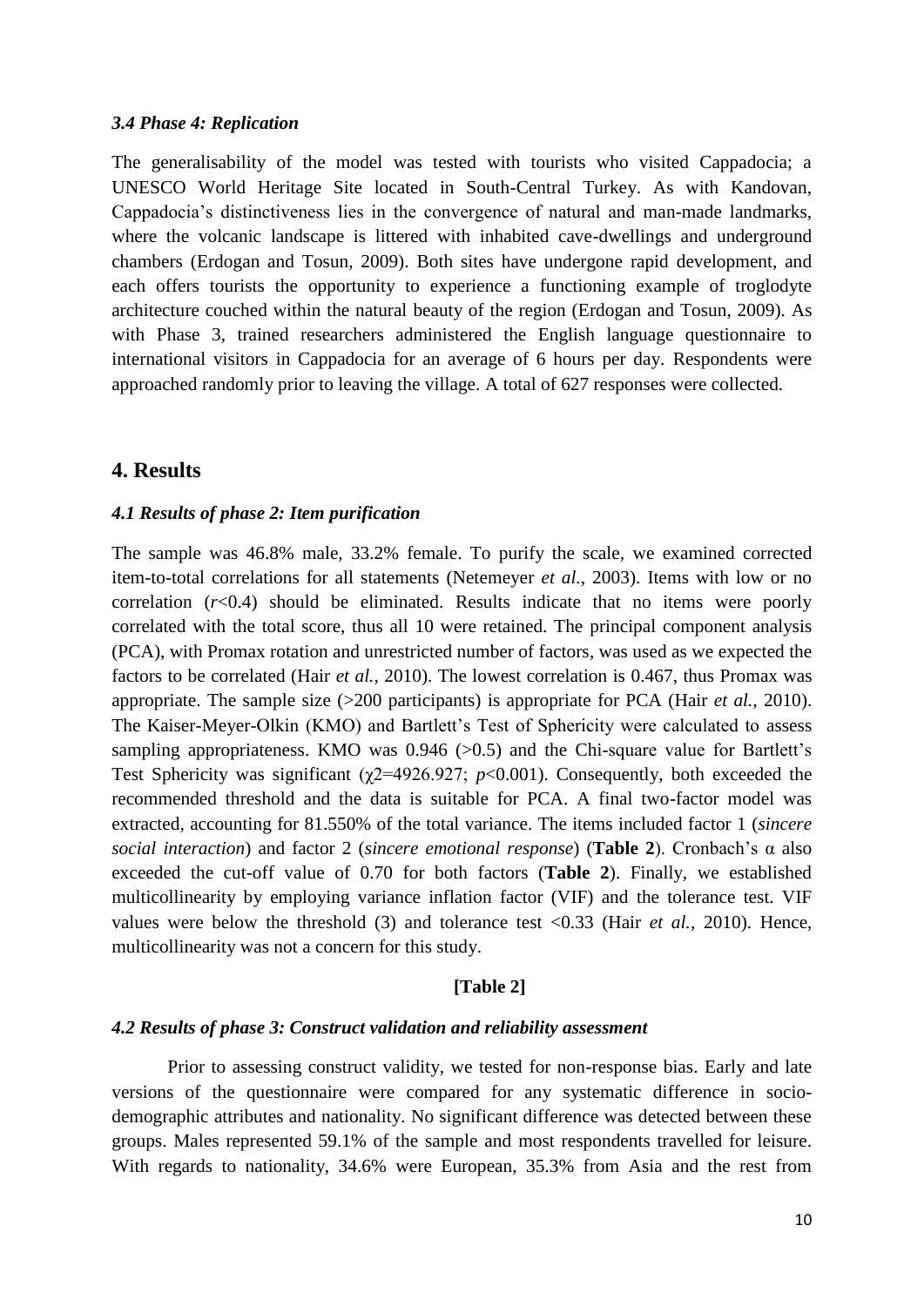### *3.4 Phase 4: Replication*

The generalisability of the model was tested with tourists who visited Cappadocia; a UNESCO World Heritage Site located in South-Central Turkey. As with Kandovan, Cappadocia's distinctiveness lies in the convergence of natural and man-made landmarks, where the volcanic landscape is littered with inhabited cave-dwellings and underground chambers (Erdogan and Tosun, 2009). Both sites have undergone rapid development, and each offers tourists the opportunity to experience a functioning example of troglodyte architecture couched within the natural beauty of the region (Erdogan and Tosun, 2009). As with Phase 3, trained researchers administered the English language questionnaire to international visitors in Cappadocia for an average of 6 hours per day. Respondents were approached randomly prior to leaving the village. A total of 627 responses were collected.

## 4. Results

### *4.1 Results of phase 2: Item purification*

The sample was 46.8% male, 33.2% female. To purify the scale, we examined corrected item-to-total correlations for all statements (Netemeyer *et al.*, 2003). Items with low or no correlation ($r$<0.4) should be eliminated. Results indicate that no items were poorly correlated with the total score, thus all 10 were retained. The principal component analysis (PCA), with Promax rotation and unrestricted number of factors, was used as we expected the factors to be correlated (Hair *et al.*, 2010). The lowest correlation is 0.467, thus Promax was appropriate. The sample size (>200 participants) is appropriate for PCA (Hair *et al.*, 2010). The Kaiser-Meyer-Olkin (KMO) and Bartlett's Test of Sphericity were calculated to assess sampling appropriateness. KMO was 0.946 (>0.5) and the Chi-square value for Bartlett's Test Sphericity was significant ($\chi 2$=4926.927; $p$<0.001). Consequently, both exceeded the recommended threshold and the data is suitable for PCA. A final two-factor model was extracted, accounting for 81.550% of the total variance. The items included factor 1 (*sincere social interaction*) and factor 2 (*sincere emotional response*) (**Table 2**). Cronbach's α also exceeded the cut-off value of 0.70 for both factors (**Table 2**). Finally, we established multicollinearity by employing variance inflation factor (VIF) and the tolerance test. VIF values were below the threshold (3) and tolerance test <0.33 (Hair *et al.*, 2010). Hence, multicollinearity was not a concern for this study.

**[Table 2]**

### *4.2 Results of phase 3: Construct validation and reliability assessment*

Prior to assessing construct validity, we tested for non-response bias. Early and late versions of the questionnaire were compared for any systematic difference in socio-demographic attributes and nationality. No significant difference was detected between these groups. Males represented 59.1% of the sample and most respondents travelled for leisure. With regards to nationality, 34.6% were European, 35.3% from Asia and the rest from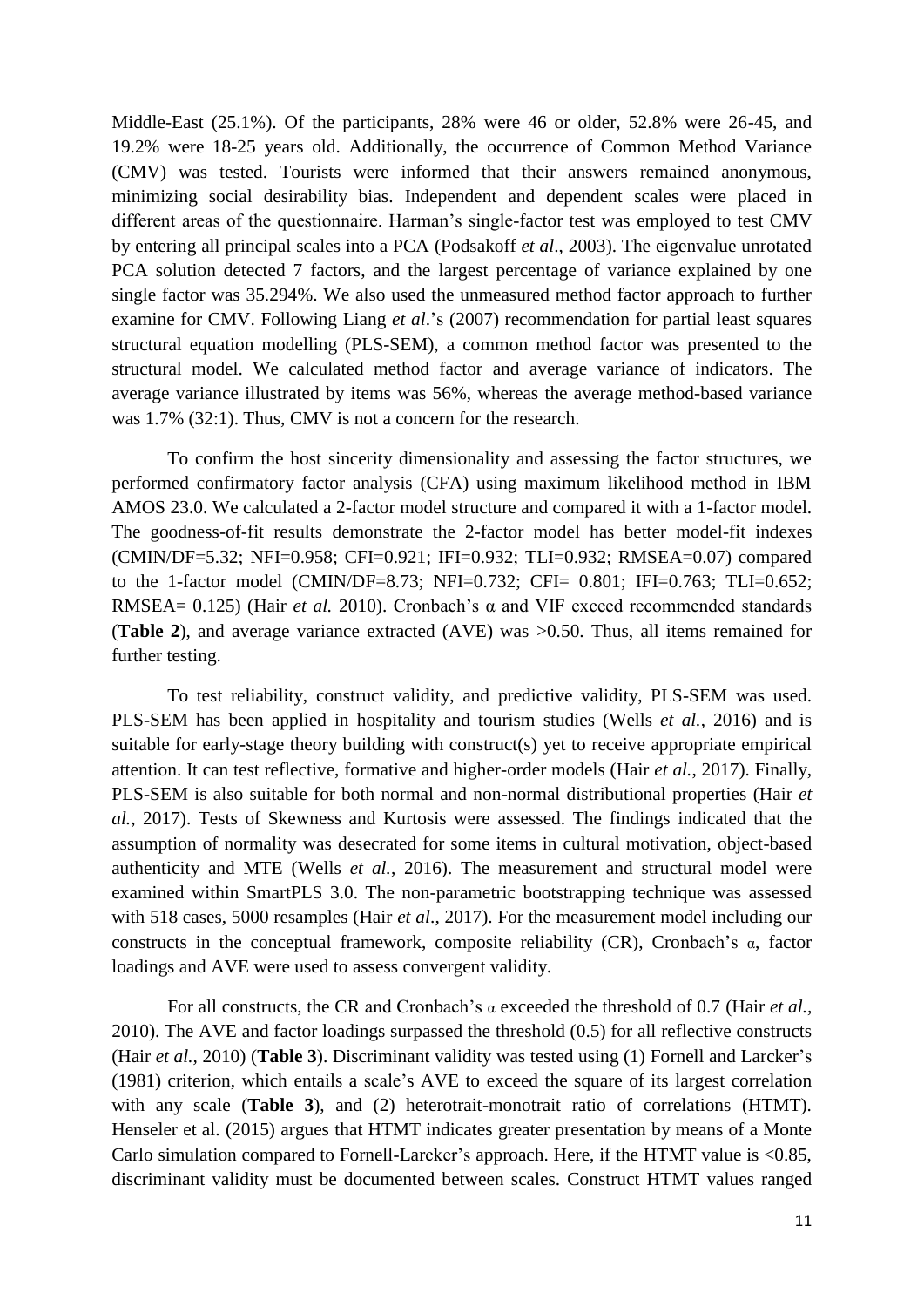Middle-East (25.1%). Of the participants, 28% were 46 or older, 52.8% were 26-45, and 19.2% were 18-25 years old. Additionally, the occurrence of Common Method Variance (CMV) was tested. Tourists were informed that their answers remained anonymous, minimizing social desirability bias. Independent and dependent scales were placed in different areas of the questionnaire. Harman's single-factor test was employed to test CMV by entering all principal scales into a PCA (Podsakoff *et al*., 2003). The eigenvalue unrotated PCA solution detected 7 factors, and the largest percentage of variance explained by one single factor was 35.294%. We also used the unmeasured method factor approach to further examine for CMV. Following Liang *et al*.'s (2007) recommendation for partial least squares structural equation modelling (PLS-SEM), a common method factor was presented to the structural model. We calculated method factor and average variance of indicators. The average variance illustrated by items was 56%, whereas the average method-based variance was 1.7% (32:1). Thus, CMV is not a concern for the research.

To confirm the host sincerity dimensionality and assessing the factor structures, we performed confirmatory factor analysis (CFA) using maximum likelihood method in IBM AMOS 23.0. We calculated a 2-factor model structure and compared it with a 1-factor model. The goodness-of-fit results demonstrate the 2-factor model has better model-fit indexes (CMIN/DF=5.32; NFI=0.958; CFI=0.921; IFI=0.932; TLI=0.932; RMSEA=0.07) compared to the 1-factor model (CMIN/DF=8.73; NFI=0.732; CFI= 0.801; IFI=0.763; TLI=0.652; RMSEA= 0.125) (Hair *et al.* 2010). Cronbach's α and VIF exceed recommended standards (**Table 2**), and average variance extracted (AVE) was >0.50. Thus, all items remained for further testing.

To test reliability, construct validity, and predictive validity, PLS-SEM was used. PLS-SEM has been applied in hospitality and tourism studies (Wells *et al.*, 2016) and is suitable for early-stage theory building with construct(s) yet to receive appropriate empirical attention. It can test reflective, formative and higher-order models (Hair *et al.*, 2017). Finally, PLS-SEM is also suitable for both normal and non-normal distributional properties (Hair *et al.*, 2017). Tests of Skewness and Kurtosis were assessed. The findings indicated that the assumption of normality was desecrated for some items in cultural motivation, object-based authenticity and MTE (Wells *et al.*, 2016). The measurement and structural model were examined within SmartPLS 3.0. The non-parametric bootstrapping technique was assessed with 518 cases, 5000 resamples (Hair *et al*., 2017). For the measurement model including our constructs in the conceptual framework, composite reliability (CR), Cronbach's α, factor loadings and AVE were used to assess convergent validity.

For all constructs, the CR and Cronbach's α exceeded the threshold of 0.7 (Hair *et al.*, 2010). The AVE and factor loadings surpassed the threshold (0.5) for all reflective constructs (Hair *et al.*, 2010) (**Table 3**). Discriminant validity was tested using (1) Fornell and Larcker's (1981) criterion, which entails a scale's AVE to exceed the square of its largest correlation with any scale (**Table 3**), and (2) heterotrait-monotrait ratio of correlations (HTMT). Henseler et al. (2015) argues that HTMT indicates greater presentation by means of a Monte Carlo simulation compared to Fornell-Larcker's approach. Here, if the HTMT value is <0.85, discriminant validity must be documented between scales. Construct HTMT values ranged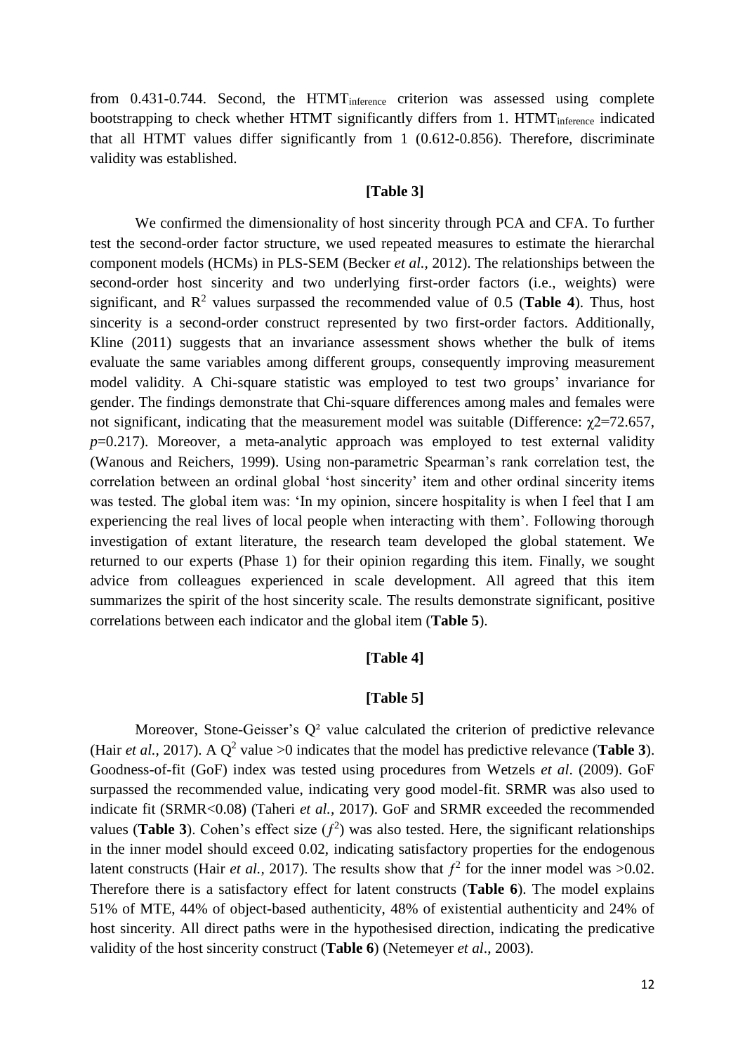from 0.431-0.744. Second, the $HTMT_{inference}$ criterion was assessed using complete bootstrapping to check whether HTMT significantly differs from 1. $HTMT_{inference}$ indicated that all HTMT values differ significantly from 1 (0.612-0.856). Therefore, discriminate validity was established.

**[Table 3]**

We confirmed the dimensionality of host sincerity through PCA and CFA. To further test the second-order factor structure, we used repeated measures to estimate the hierarchal component models (HCMs) in PLS-SEM (Becker *et al.,* 2012). The relationships between the second-order host sincerity and two underlying first-order factors (i.e., weights) were significant, and $R^2$ values surpassed the recommended value of 0.5 (**Table 4**). Thus, host sincerity is a second-order construct represented by two first-order factors. Additionally, Kline (2011) suggests that an invariance assessment shows whether the bulk of items evaluate the same variables among different groups, consequently improving measurement model validity. A Chi-square statistic was employed to test two groups' invariance for gender. The findings demonstrate that Chi-square differences among males and females were not significant, indicating that the measurement model was suitable (Difference: $\chi2$=72.657, $p$=0.217). Moreover, a meta-analytic approach was employed to test external validity (Wanous and Reichers, 1999). Using non-parametric Spearman's rank correlation test, the correlation between an ordinal global 'host sincerity' item and other ordinal sincerity items was tested. The global item was: 'In my opinion, sincere hospitality is when I feel that I am experiencing the real lives of local people when interacting with them'. Following thorough investigation of extant literature, the research team developed the global statement. We returned to our experts (Phase 1) for their opinion regarding this item. Finally, we sought advice from colleagues experienced in scale development. All agreed that this item summarizes the spirit of the host sincerity scale. The results demonstrate significant, positive correlations between each indicator and the global item (**Table 5**).

**[Table 4]**

**[Table 5]**

Moreover, Stone-Geisser's $Q^2$ value calculated the criterion of predictive relevance (Hair *et al.,* 2017). A $Q^2$ value >0 indicates that the model has predictive relevance (**Table 3**). Goodness-of-fit (GoF) index was tested using procedures from Wetzels *et al*. (2009). GoF surpassed the recommended value, indicating very good model-fit. SRMR was also used to indicate fit (SRMR<0.08) (Taheri *et al.,* 2017). GoF and SRMR exceeded the recommended values (**Table 3**). Cohen's effect size ($f^2$) was also tested. Here, the significant relationships in the inner model should exceed 0.02, indicating satisfactory properties for the endogenous latent constructs (Hair *et al.,* 2017). The results show that $f^2$ for the inner model was >0.02. Therefore there is a satisfactory effect for latent constructs (**Table 6**). The model explains 51% of MTE, 44% of object-based authenticity, 48% of existential authenticity and 24% of host sincerity. All direct paths were in the hypothesised direction, indicating the predicative validity of the host sincerity construct (**Table 6**) (Netemeyer *et al*., 2003).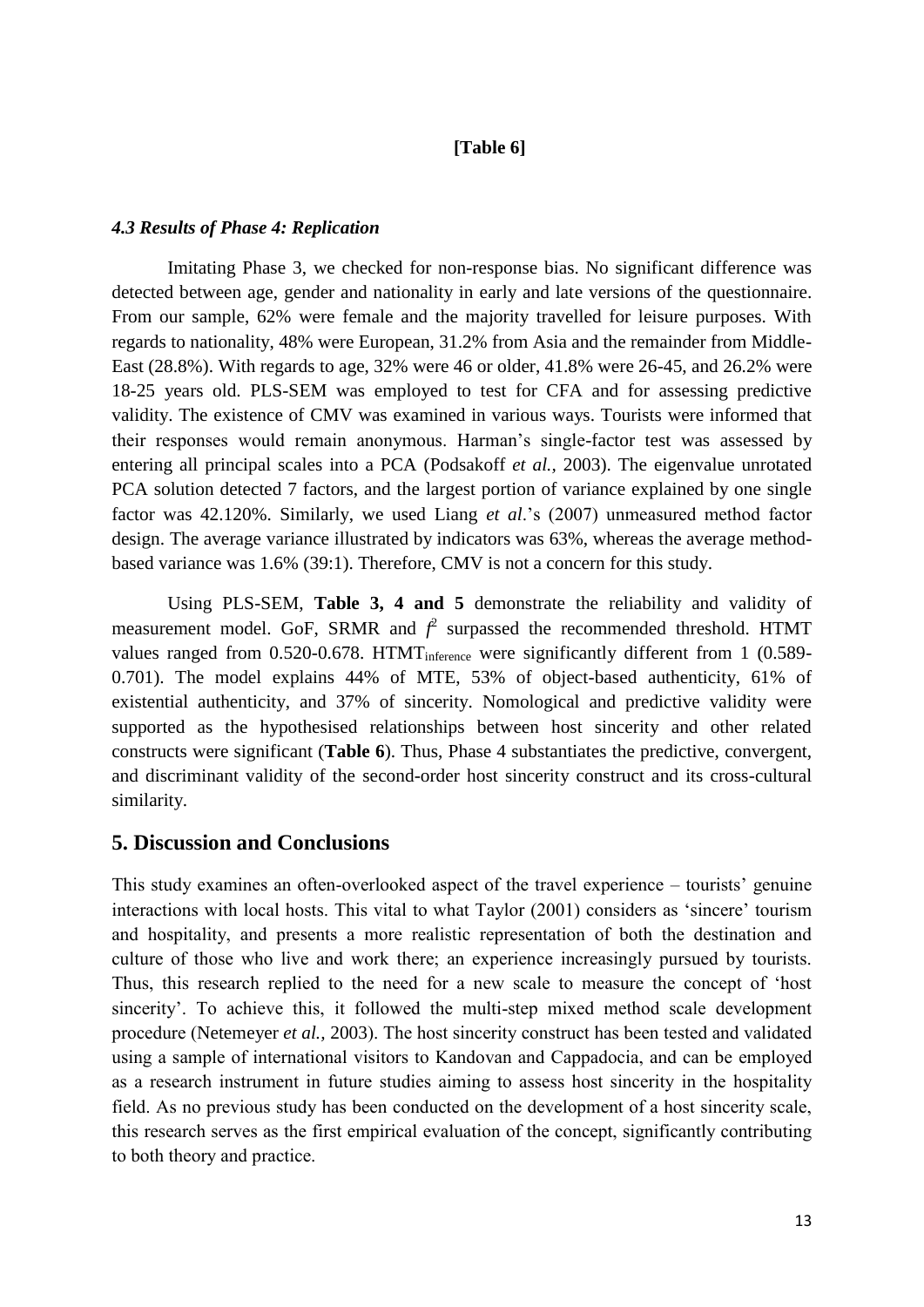**[Table 6]**

### *4.3 Results of Phase 4: Replication*

Imitating Phase 3, we checked for non-response bias. No significant difference was detected between age, gender and nationality in early and late versions of the questionnaire. From our sample, 62% were female and the majority travelled for leisure purposes. With regards to nationality, 48% were European, 31.2% from Asia and the remainder from Middle-East (28.8%). With regards to age, 32% were 46 or older, 41.8% were 26-45, and 26.2% were 18-25 years old. PLS-SEM was employed to test for CFA and for assessing predictive validity. The existence of CMV was examined in various ways. Tourists were informed that their responses would remain anonymous. Harman's single-factor test was assessed by entering all principal scales into a PCA (Podsakoff *et al.,* 2003). The eigenvalue unrotated PCA solution detected 7 factors, and the largest portion of variance explained by one single factor was 42.120%. Similarly, we used Liang *et al*.'s (2007) unmeasured method factor design. The average variance illustrated by indicators was 63%, whereas the average method-based variance was 1.6% (39:1). Therefore, CMV is not a concern for this study.

Using PLS-SEM, **Table 3, 4 and 5** demonstrate the reliability and validity of measurement model. GoF, SRMR and $f^2$ surpassed the recommended threshold. HTMT values ranged from 0.520-0.678. $\text{HTMT}_{\text{inference}}$ were significantly different from 1 (0.589-0.701). The model explains 44% of MTE, 53% of object-based authenticity, 61% of existential authenticity, and 37% of sincerity. Nomological and predictive validity were supported as the hypothesised relationships between host sincerity and other related constructs were significant (**Table 6**). Thus, Phase 4 substantiates the predictive, convergent, and discriminant validity of the second-order host sincerity construct and its cross-cultural similarity.

## 5. Discussion and Conclusions

This study examines an often-overlooked aspect of the travel experience – tourists' genuine interactions with local hosts. This vital to what Taylor (2001) considers as 'sincere' tourism and hospitality, and presents a more realistic representation of both the destination and culture of those who live and work there; an experience increasingly pursued by tourists. Thus, this research replied to the need for a new scale to measure the concept of 'host sincerity'. To achieve this, it followed the multi-step mixed method scale development procedure (Netemeyer *et al.,* 2003). The host sincerity construct has been tested and validated using a sample of international visitors to Kandovan and Cappadocia, and can be employed as a research instrument in future studies aiming to assess host sincerity in the hospitality field. As no previous study has been conducted on the development of a host sincerity scale, this research serves as the first empirical evaluation of the concept, significantly contributing to both theory and practice.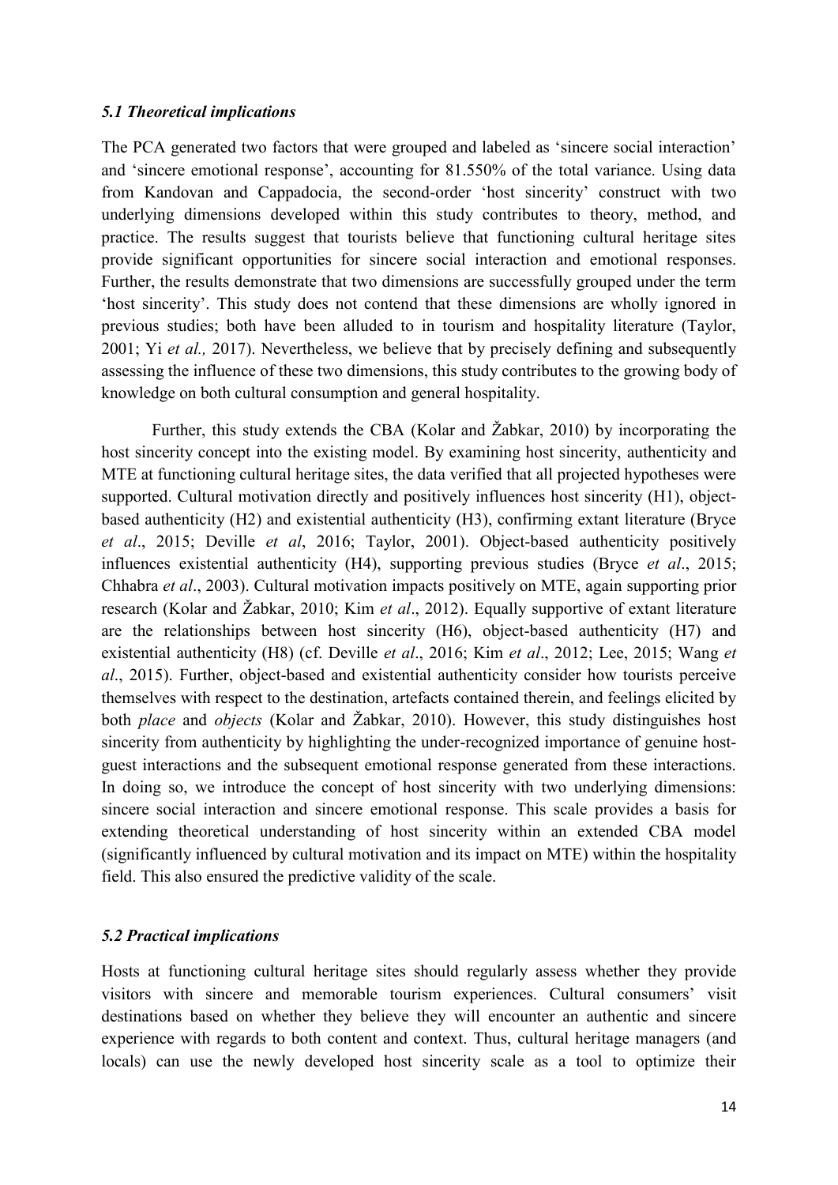### *5.1 Theoretical implications*

The PCA generated two factors that were grouped and labeled as 'sincere social interaction' and 'sincere emotional response', accounting for 81.550% of the total variance. Using data from Kandovan and Cappadocia, the second-order 'host sincerity' construct with two underlying dimensions developed within this study contributes to theory, method, and practice. The results suggest that tourists believe that functioning cultural heritage sites provide significant opportunities for sincere social interaction and emotional responses. Further, the results demonstrate that two dimensions are successfully grouped under the term 'host sincerity'. This study does not contend that these dimensions are wholly ignored in previous studies; both have been alluded to in tourism and hospitality literature (Taylor, 2001; Yi *et al.,* 2017). Nevertheless, we believe that by precisely defining and subsequently assessing the influence of these two dimensions, this study contributes to the growing body of knowledge on both cultural consumption and general hospitality.

Further, this study extends the CBA (Kolar and Žabkar, 2010) by incorporating the host sincerity concept into the existing model. By examining host sincerity, authenticity and MTE at functioning cultural heritage sites, the data verified that all projected hypotheses were supported. Cultural motivation directly and positively influences host sincerity (H1), object-based authenticity (H2) and existential authenticity (H3), confirming extant literature (Bryce *et al*., 2015; Deville *et al*, 2016; Taylor, 2001). Object-based authenticity positively influences existential authenticity (H4), supporting previous studies (Bryce *et al*., 2015; Chhabra *et al*., 2003). Cultural motivation impacts positively on MTE, again supporting prior research (Kolar and Žabkar, 2010; Kim *et al*., 2012). Equally supportive of extant literature are the relationships between host sincerity (H6), object-based authenticity (H7) and existential authenticity (H8) (cf. Deville *et al*., 2016; Kim *et al*., 2012; Lee, 2015; Wang *et al*., 2015). Further, object-based and existential authenticity consider how tourists perceive themselves with respect to the destination, artefacts contained therein, and feelings elicited by both *place* and *objects* (Kolar and Žabkar, 2010). However, this study distinguishes host sincerity from authenticity by highlighting the under-recognized importance of genuine host-guest interactions and the subsequent emotional response generated from these interactions. In doing so, we introduce the concept of host sincerity with two underlying dimensions: sincere social interaction and sincere emotional response. This scale provides a basis for extending theoretical understanding of host sincerity within an extended CBA model (significantly influenced by cultural motivation and its impact on MTE) within the hospitality field. This also ensured the predictive validity of the scale.

### *5.2 Practical implications*

Hosts at functioning cultural heritage sites should regularly assess whether they provide visitors with sincere and memorable tourism experiences. Cultural consumers' visit destinations based on whether they believe they will encounter an authentic and sincere experience with regards to both content and context. Thus, cultural heritage managers (and locals) can use the newly developed host sincerity scale as a tool to optimize their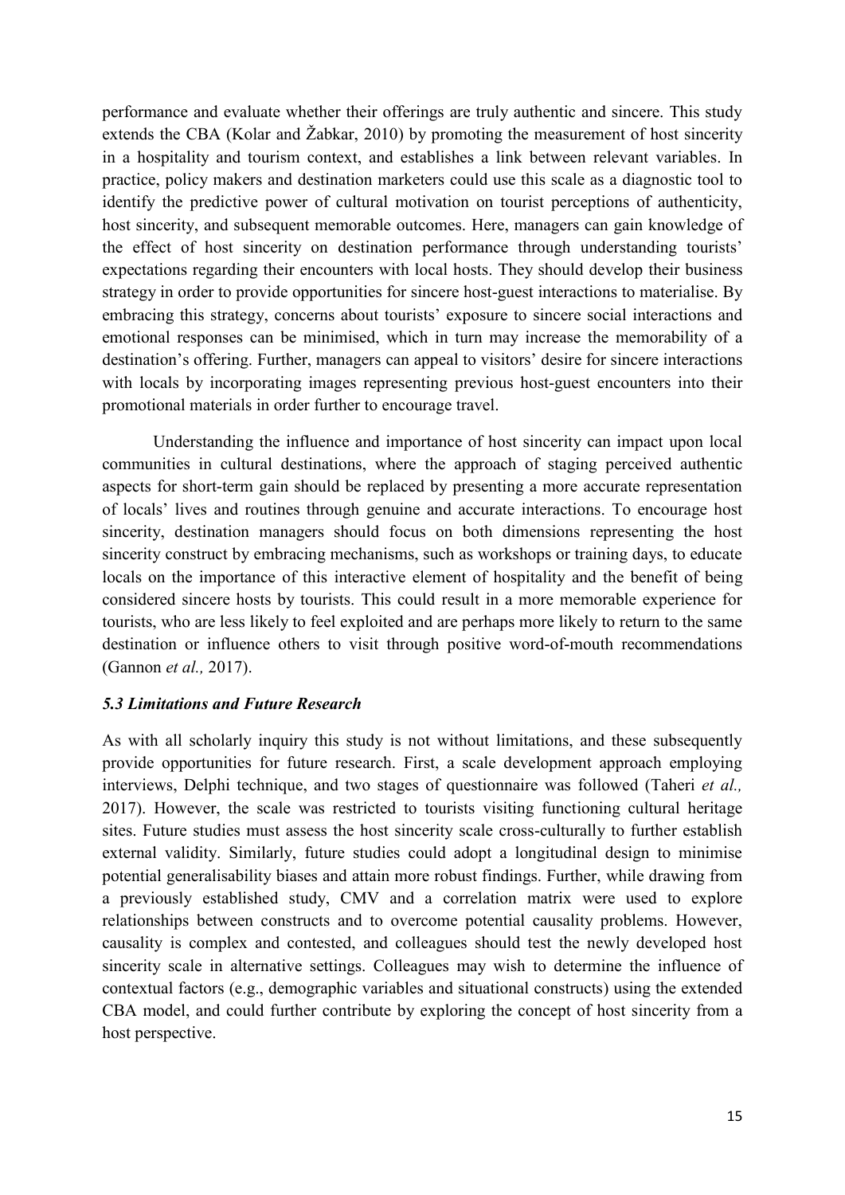performance and evaluate whether their offerings are truly authentic and sincere. This study extends the CBA (Kolar and Žabkar, 2010) by promoting the measurement of host sincerity in a hospitality and tourism context, and establishes a link between relevant variables. In practice, policy makers and destination marketers could use this scale as a diagnostic tool to identify the predictive power of cultural motivation on tourist perceptions of authenticity, host sincerity, and subsequent memorable outcomes. Here, managers can gain knowledge of the effect of host sincerity on destination performance through understanding tourists' expectations regarding their encounters with local hosts. They should develop their business strategy in order to provide opportunities for sincere host-guest interactions to materialise. By embracing this strategy, concerns about tourists' exposure to sincere social interactions and emotional responses can be minimised, which in turn may increase the memorability of a destination's offering. Further, managers can appeal to visitors' desire for sincere interactions with locals by incorporating images representing previous host-guest encounters into their promotional materials in order further to encourage travel.

Understanding the influence and importance of host sincerity can impact upon local communities in cultural destinations, where the approach of staging perceived authentic aspects for short-term gain should be replaced by presenting a more accurate representation of locals' lives and routines through genuine and accurate interactions. To encourage host sincerity, destination managers should focus on both dimensions representing the host sincerity construct by embracing mechanisms, such as workshops or training days, to educate locals on the importance of this interactive element of hospitality and the benefit of being considered sincere hosts by tourists. This could result in a more memorable experience for tourists, who are less likely to feel exploited and are perhaps more likely to return to the same destination or influence others to visit through positive word-of-mouth recommendations (Gannon *et al.,* 2017).

### *5.3 Limitations and Future Research*

As with all scholarly inquiry this study is not without limitations, and these subsequently provide opportunities for future research. First, a scale development approach employing interviews, Delphi technique, and two stages of questionnaire was followed (Taheri *et al.,* 2017). However, the scale was restricted to tourists visiting functioning cultural heritage sites. Future studies must assess the host sincerity scale cross-culturally to further establish external validity. Similarly, future studies could adopt a longitudinal design to minimise potential generalisability biases and attain more robust findings. Further, while drawing from a previously established study, CMV and a correlation matrix were used to explore relationships between constructs and to overcome potential causality problems. However, causality is complex and contested, and colleagues should test the newly developed host sincerity scale in alternative settings. Colleagues may wish to determine the influence of contextual factors (e.g., demographic variables and situational constructs) using the extended CBA model, and could further contribute by exploring the concept of host sincerity from a host perspective.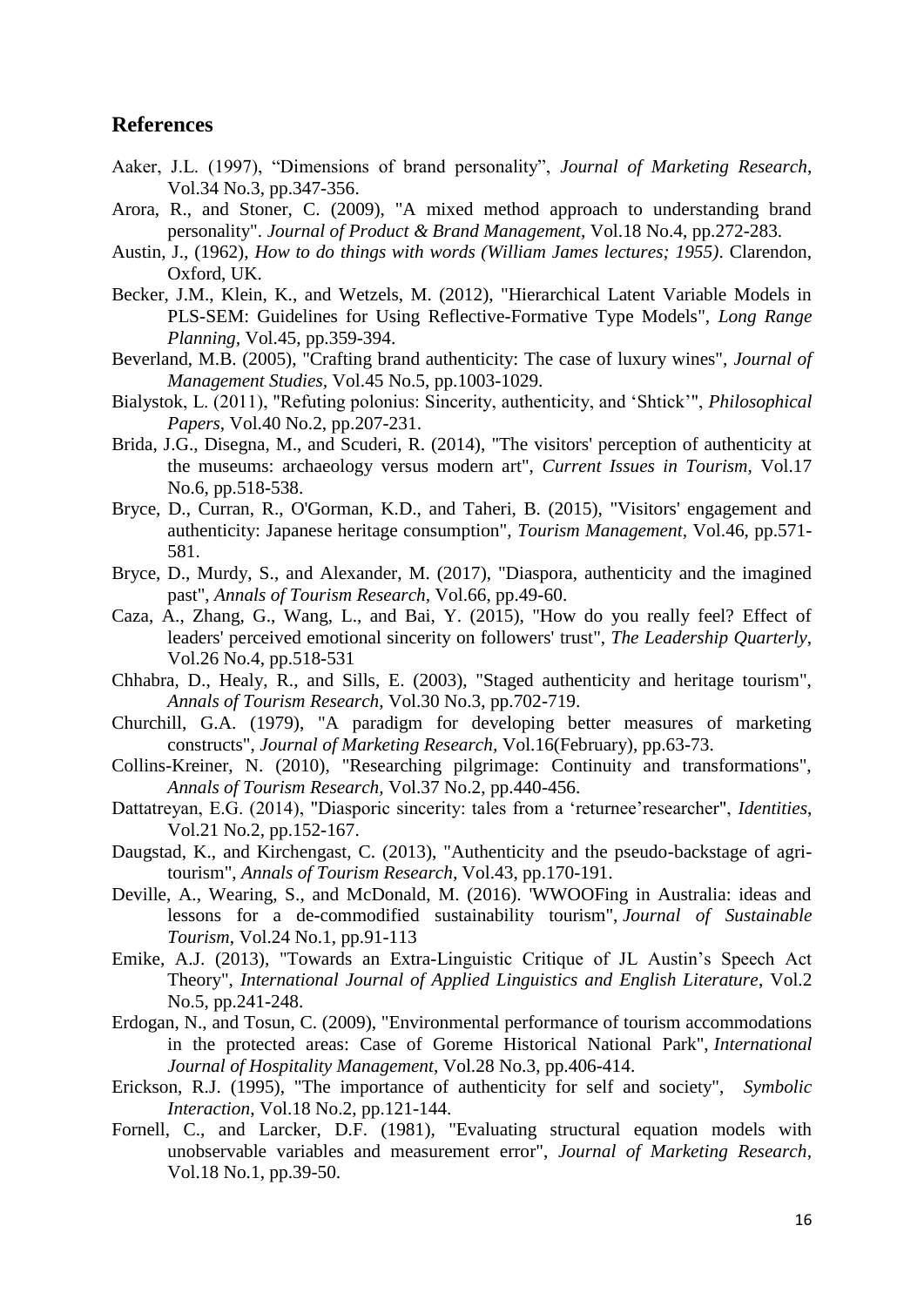## References

Aaker, J.L. (1997), "Dimensions of brand personality", *Journal of Marketing Research*, Vol.34 No.3, pp.347-356.

Arora, R., and Stoner, C. (2009), "A mixed method approach to understanding brand personality". *Journal of Product & Brand Management*, Vol.18 No.4, pp.272-283.

Austin, J., (1962), *How to do things with words (William James lectures; 1955)*. Clarendon, Oxford, UK.

Becker, J.M., Klein, K., and Wetzels, M. (2012), "Hierarchical Latent Variable Models in PLS-SEM: Guidelines for Using Reflective-Formative Type Models", *Long Range Planning*, Vol.45, pp.359-394.

Beverland, M.B. (2005), "Crafting brand authenticity: The case of luxury wines", *Journal of Management Studies*, Vol.45 No.5, pp.1003-1029.

Bialystok, L. (2011), "Refuting polonius: Sincerity, authenticity, and 'Shtick'", *Philosophical Papers*, Vol.40 No.2, pp.207-231.

Brida, J.G., Disegna, M., and Scuderi, R. (2014), "The visitors' perception of authenticity at the museums: archaeology versus modern art", *Current Issues in Tourism*, Vol.17 No.6, pp.518-538.

Bryce, D., Curran, R., O'Gorman, K.D., and Taheri, B. (2015), "Visitors' engagement and authenticity: Japanese heritage consumption", *Tourism Management*, Vol.46, pp.571-581.

Bryce, D., Murdy, S., and Alexander, M. (2017), "Diaspora, authenticity and the imagined past", *Annals of Tourism Research*, Vol.66, pp.49-60.

Caza, A., Zhang, G., Wang, L., and Bai, Y. (2015), "How do you really feel? Effect of leaders' perceived emotional sincerity on followers' trust", *The Leadership Quarterly*, Vol.26 No.4, pp.518-531

Chhabra, D., Healy, R., and Sills, E. (2003), "Staged authenticity and heritage tourism", *Annals of Tourism Research*, Vol.30 No.3, pp.702-719.

Churchill, G.A. (1979), "A paradigm for developing better measures of marketing constructs", *Journal of Marketing Research*, Vol.16(February), pp.63-73.

Collins-Kreiner, N. (2010), "Researching pilgrimage: Continuity and transformations", *Annals of Tourism Research*, Vol.37 No.2, pp.440-456.

Dattatreyan, E.G. (2014), "Diasporic sincerity: tales from a 'returnee'researcher", *Identities*, Vol.21 No.2, pp.152-167.

Daugstad, K., and Kirchengast, C. (2013), "Authenticity and the pseudo-backstage of agri-tourism", *Annals of Tourism Research*, Vol.43, pp.170-191.

Deville, A., Wearing, S., and McDonald, M. (2016). 'WWOOFing in Australia: ideas and lessons for a de-commodified sustainability tourism", *Journal of Sustainable Tourism*, Vol.24 No.1, pp.91-113

Emike, A.J. (2013), "Towards an Extra-Linguistic Critique of JL Austin's Speech Act Theory", *International Journal of Applied Linguistics and English Literature*, Vol.2 No.5, pp.241-248.

Erdogan, N., and Tosun, C. (2009), "Environmental performance of tourism accommodations in the protected areas: Case of Goreme Historical National Park", *International Journal of Hospitality Management*, Vol.28 No.3, pp.406-414.

Erickson, R.J. (1995), "The importance of authenticity for self and society", *Symbolic Interaction*, Vol.18 No.2, pp.121-144.

Fornell, C., and Larcker, D.F. (1981), "Evaluating structural equation models with unobservable variables and measurement error", *Journal of Marketing Research*, Vol.18 No.1, pp.39-50.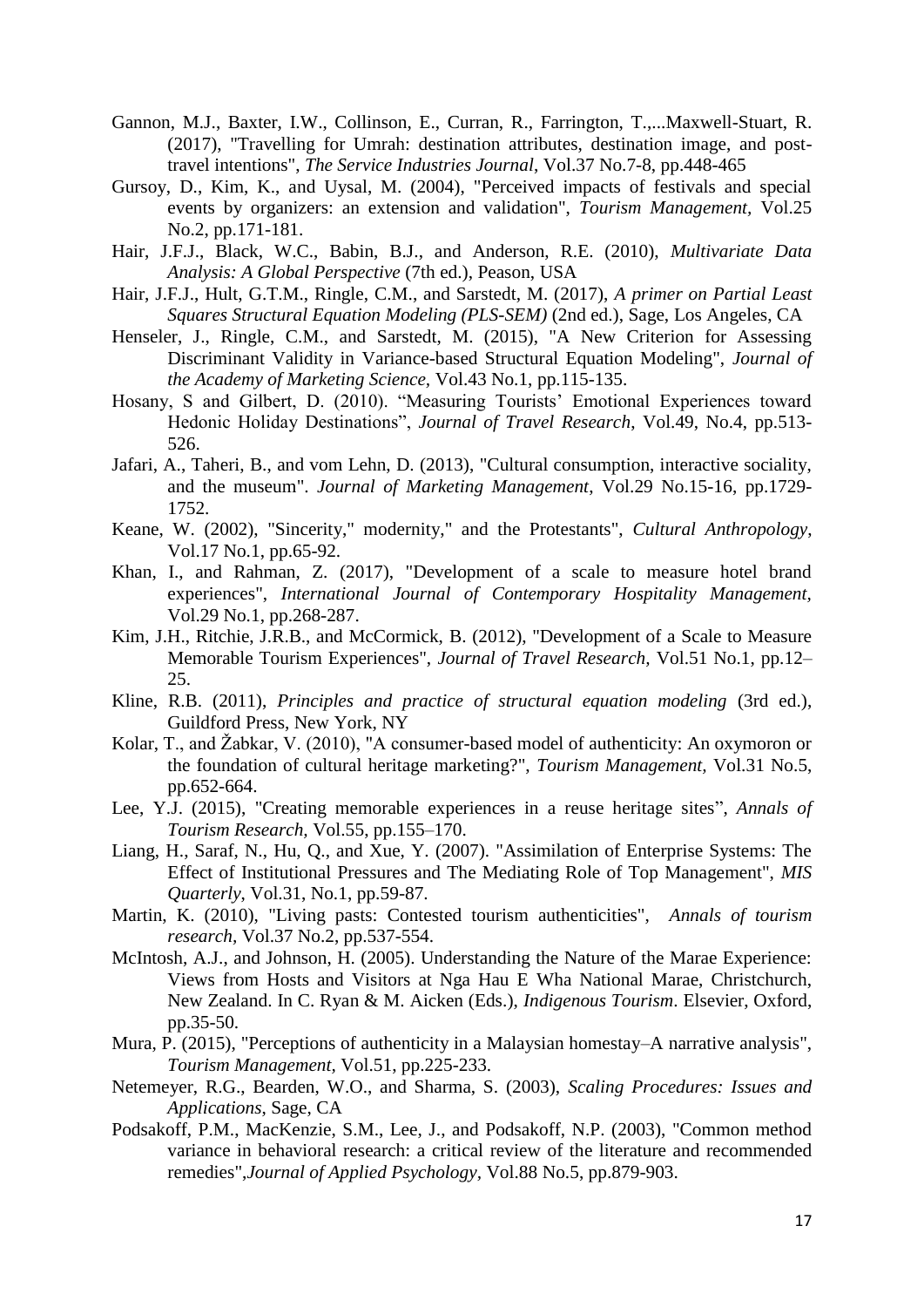Gannon, M.J., Baxter, I.W., Collinson, E., Curran, R., Farrington, T.,...Maxwell-Stuart, R. (2017), "Travelling for Umrah: destination attributes, destination image, and post-travel intentions", *The Service Industries Journal*, Vol.37 No.7-8, pp.448-465

Gursoy, D., Kim, K., and Uysal, M. (2004), "Perceived impacts of festivals and special events by organizers: an extension and validation", *Tourism Management*, Vol.25 No.2, pp.171-181.

Hair, J.F.J., Black, W.C., Babin, B.J., and Anderson, R.E. (2010), *Multivariate Data Analysis: A Global Perspective* (7th ed.), Peason, USA

Hair, J.F.J., Hult, G.T.M., Ringle, C.M., and Sarstedt, M. (2017), *A primer on Partial Least Squares Structural Equation Modeling (PLS-SEM)* (2nd ed.), Sage, Los Angeles, CA

Henseler, J., Ringle, C.M., and Sarstedt, M. (2015), "A New Criterion for Assessing Discriminant Validity in Variance-based Structural Equation Modeling", *Journal of the Academy of Marketing Science*, Vol.43 No.1, pp.115-135.

Hosany, S and Gilbert, D. (2010). "Measuring Tourists' Emotional Experiences toward Hedonic Holiday Destinations", *Journal of Travel Research*, Vol.49, No.4, pp.513-526.

Jafari, A., Taheri, B., and vom Lehn, D. (2013), "Cultural consumption, interactive sociality, and the museum". *Journal of Marketing Management*, Vol.29 No.15-16, pp.1729-1752.

Keane, W. (2002), "Sincerity," modernity," and the Protestants", *Cultural Anthropology*, Vol.17 No.1, pp.65-92.

Khan, I., and Rahman, Z. (2017), "Development of a scale to measure hotel brand experiences", *International Journal of Contemporary Hospitality Management*, Vol.29 No.1, pp.268-287.

Kim, J.H., Ritchie, J.R.B., and McCormick, B. (2012), "Development of a Scale to Measure Memorable Tourism Experiences", *Journal of Travel Research*, Vol.51 No.1, pp.12–25.

Kline, R.B. (2011), *Principles and practice of structural equation modeling* (3rd ed.), Guildford Press, New York, NY

Kolar, T., and Žabkar, V. (2010), "A consumer-based model of authenticity: An oxymoron or the foundation of cultural heritage marketing?", *Tourism Management*, Vol.31 No.5, pp.652-664.

Lee, Y.J. (2015), "Creating memorable experiences in a reuse heritage sites", *Annals of Tourism Research*, Vol.55, pp.155–170.

Liang, H., Saraf, N., Hu, Q., and Xue, Y. (2007). "Assimilation of Enterprise Systems: The Effect of Institutional Pressures and The Mediating Role of Top Management", *MIS Quarterly*, Vol.31, No.1, pp.59-87.

Martin, K. (2010), "Living pasts: Contested tourism authenticities", *Annals of tourism research*, Vol.37 No.2, pp.537-554.

McIntosh, A.J., and Johnson, H. (2005). Understanding the Nature of the Marae Experience: Views from Hosts and Visitors at Nga Hau E Wha National Marae, Christchurch, New Zealand. In C. Ryan & M. Aicken (Eds.), *Indigenous Tourism*. Elsevier, Oxford, pp.35-50.

Mura, P. (2015), "Perceptions of authenticity in a Malaysian homestay–A narrative analysis", *Tourism Management*, Vol.51, pp.225-233.

Netemeyer, R.G., Bearden, W.O., and Sharma, S. (2003), *Scaling Procedures: Issues and Applications*, Sage, CA

Podsakoff, P.M., MacKenzie, S.M., Lee, J., and Podsakoff, N.P. (2003), "Common method variance in behavioral research: a critical review of the literature and recommended remedies",*Journal of Applied Psychology*, Vol.88 No.5, pp.879-903.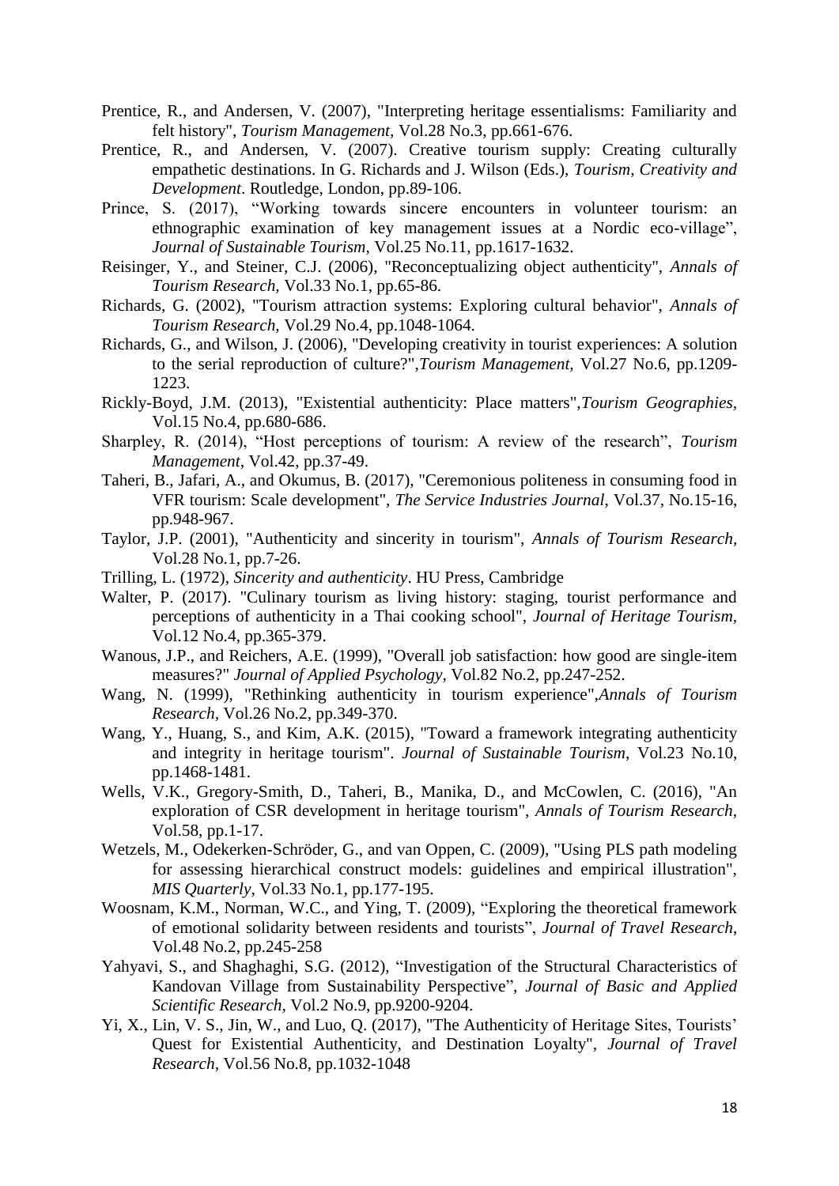Prentice, R., and Andersen, V. (2007), "Interpreting heritage essentialisms: Familiarity and felt history", *Tourism Management*, Vol.28 No.3, pp.661-676.

Prentice, R., and Andersen, V. (2007). Creative tourism supply: Creating culturally empathetic destinations. In G. Richards and J. Wilson (Eds.), *Tourism, Creativity and Development*. Routledge, London, pp.89-106.

Prince, S. (2017), "Working towards sincere encounters in volunteer tourism: an ethnographic examination of key management issues at a Nordic eco-village", *Journal of Sustainable Tourism*, Vol.25 No.11, pp.1617-1632.

Reisinger, Y., and Steiner, C.J. (2006), "Reconceptualizing object authenticity", *Annals of Tourism Research*, Vol.33 No.1, pp.65-86.

Richards, G. (2002), "Tourism attraction systems: Exploring cultural behavior", *Annals of Tourism Research*, Vol.29 No.4, pp.1048-1064.

Richards, G., and Wilson, J. (2006), "Developing creativity in tourist experiences: A solution to the serial reproduction of culture?",*Tourism Management*, Vol.27 No.6, pp.1209-1223.

Rickly-Boyd, J.M. (2013), "Existential authenticity: Place matters",*Tourism Geographies*, Vol.15 No.4, pp.680-686.

Sharpley, R. (2014), "Host perceptions of tourism: A review of the research", *Tourism Management*, Vol.42, pp.37-49.

Taheri, B., Jafari, A., and Okumus, B. (2017), "Ceremonious politeness in consuming food in VFR tourism: Scale development", *The Service Industries Journal*, Vol.37, No.15-16, pp.948-967.

Taylor, J.P. (2001), "Authenticity and sincerity in tourism", *Annals of Tourism Research*, Vol.28 No.1, pp.7-26.

Trilling, L. (1972), *Sincerity and authenticity*. HU Press, Cambridge

Walter, P. (2017). "Culinary tourism as living history: staging, tourist performance and perceptions of authenticity in a Thai cooking school", *Journal of Heritage Tourism*, Vol.12 No.4, pp.365-379.

Wanous, J.P., and Reichers, A.E. (1999), "Overall job satisfaction: how good are single-item measures?" *Journal of Applied Psychology*, Vol.82 No.2, pp.247-252.

Wang, N. (1999), "Rethinking authenticity in tourism experience",*Annals of Tourism Research*, Vol.26 No.2, pp.349-370.

Wang, Y., Huang, S., and Kim, A.K. (2015), "Toward a framework integrating authenticity and integrity in heritage tourism". *Journal of Sustainable Tourism*, Vol.23 No.10, pp.1468-1481.

Wells, V.K., Gregory-Smith, D., Taheri, B., Manika, D., and McCowlen, C. (2016), "An exploration of CSR development in heritage tourism", *Annals of Tourism Research*, Vol.58, pp.1-17.

Wetzels, M., Odekerken-Schröder, G., and van Oppen, C. (2009), "Using PLS path modeling for assessing hierarchical construct models: guidelines and empirical illustration", *MIS Quarterly*, Vol.33 No.1, pp.177-195.

Woosnam, K.M., Norman, W.C., and Ying, T. (2009), "Exploring the theoretical framework of emotional solidarity between residents and tourists", *Journal of Travel Research*, Vol.48 No.2, pp.245-258

Yahyavi, S., and Shaghaghi, S.G. (2012), "Investigation of the Structural Characteristics of Kandovan Village from Sustainability Perspective", *Journal of Basic and Applied Scientific Research*, Vol.2 No.9, pp.9200-9204.

Yi, X., Lin, V. S., Jin, W., and Luo, Q. (2017), "The Authenticity of Heritage Sites, Tourists' Quest for Existential Authenticity, and Destination Loyalty", *Journal of Travel Research*, Vol.56 No.8, pp.1032-1048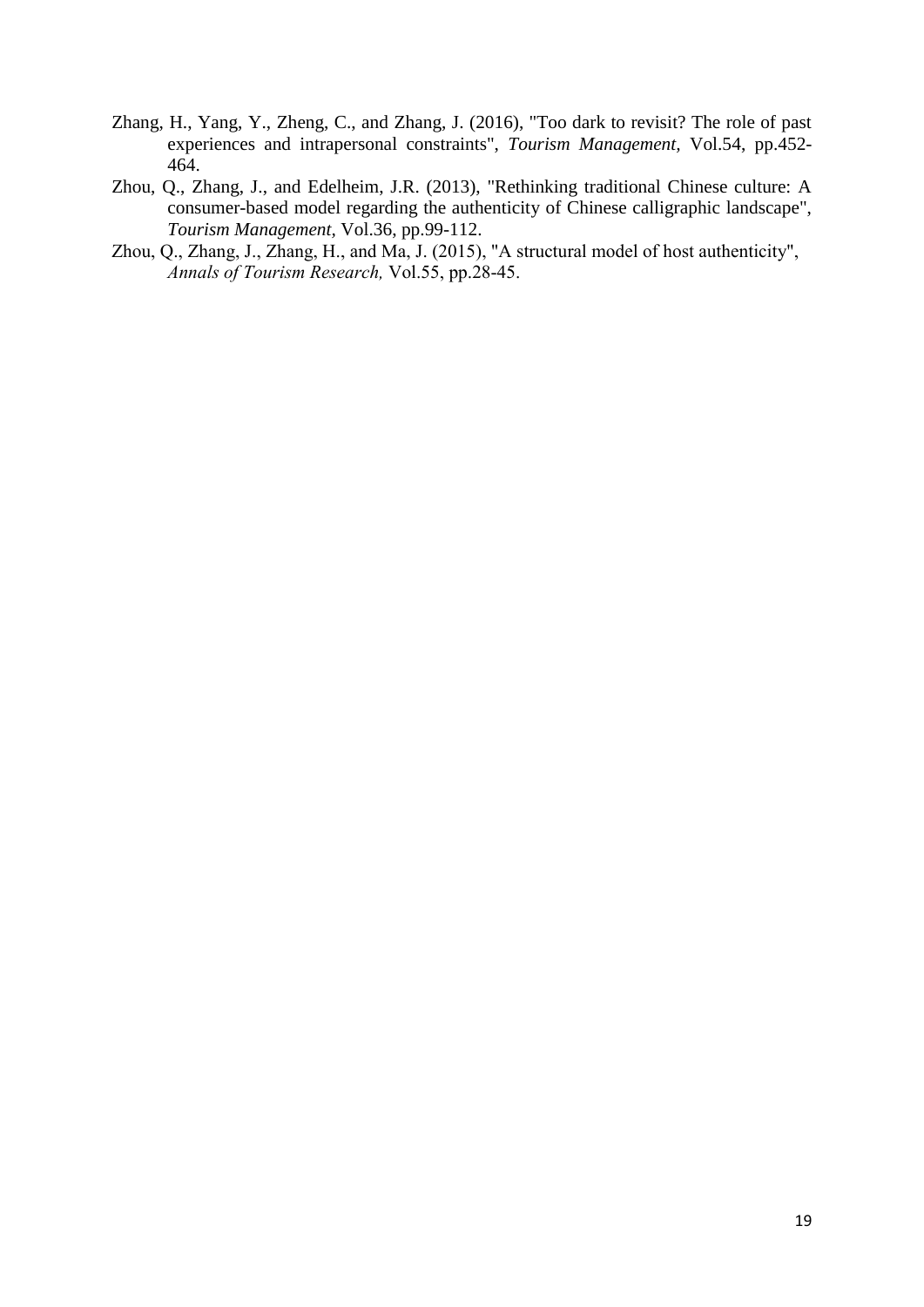Zhang, H., Yang, Y., Zheng, C., and Zhang, J. (2016), "Too dark to revisit? The role of past experiences and intrapersonal constraints", *Tourism Management*, Vol.54, pp.452-464.

Zhou, Q., Zhang, J., and Edelheim, J.R. (2013), "Rethinking traditional Chinese culture: A consumer-based model regarding the authenticity of Chinese calligraphic landscape", *Tourism Management*, Vol.36, pp.99-112.

Zhou, Q., Zhang, J., Zhang, H., and Ma, J. (2015), "A structural model of host authenticity", *Annals of Tourism Research,* Vol.55, pp.28-45.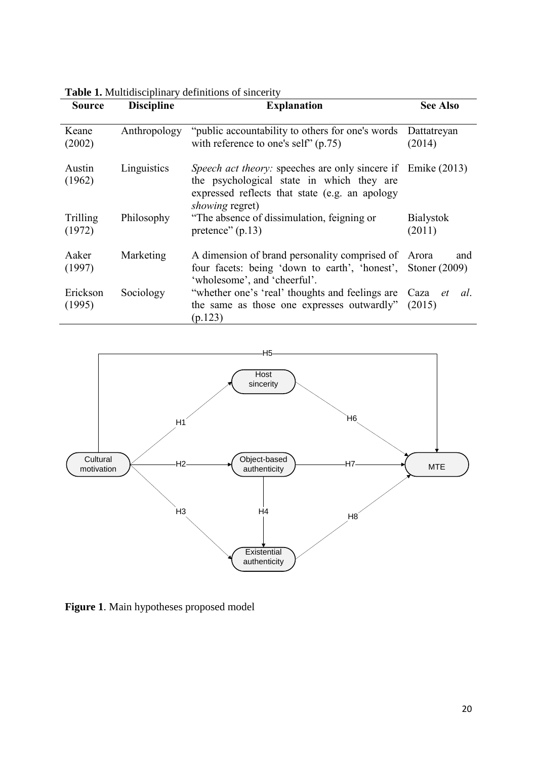**Table 1.** Multidisciplinary definitions of sincerity

| Source | Discipline | Explanation | See Also |
|---|---|---|---|
| Keane (2002) | Anthropology | "public accountability to others for one's words with reference to one's self" (p.75) | Dattatreyan (2014) |
| Austin (1962) | Linguistics | *Speech act theory:* speeches are only sincere if the psychological state in which they are expressed reflects that state (e.g. an apology *showing* regret) | Emike (2013) |
| Trilling (1972) | Philosophy | "The absence of dissimulation, feigning or pretence" (p.13) | Bialystok (2011) |
| Aaker (1997) | Marketing | A dimension of brand personality comprised of four facets: being 'down to earth', 'honest', 'wholesome', and 'cheerful'. | Arora and Stoner (2009) |
| Erickson (1995) | Sociology | "whether one's 'real' thoughts and feelings are the same as those one expresses outwardly" (p.123) | Caza *et al*. (2015) |

**Figure 1**. Main hypotheses proposed model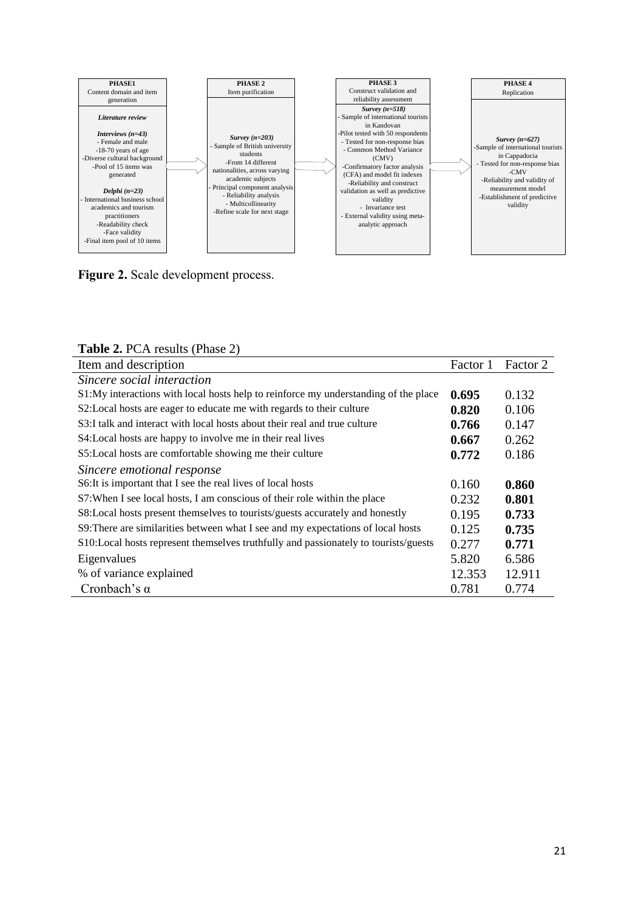| PHASE1 Content domain and item generation | PHASE 2 Item purification | PHASE 3 Construct validation and reliability assessment | PHASE 4 Replication |
|---|---|---|---|
| *Literature review*<br><br>***Interviews (n=43)***<br>- Female and male<br>-18-70 years of age<br>-Diverse cultural background<br>-Pool of 15 items was generated<br><br>***Delphi (n=23)***<br>- International business school academics and tourism practitioners<br>-Readability check<br>-Face validity<br>-Final item pool of 10 items | ***Survey (n=203)***<br>- Sample of British university students<br>-From 14 different nationalities, across varying academic subjects<br>- Principal component analysis<br>- Reliability analysis<br>- Multicollinearity<br>-Refine scale for next stage | ***Survey (n=518)***<br>- Sample of international tourists in Kandovan<br>-Pilot tested with 50 respondents<br>- Tested for non-response bias<br>- Common Method Variance (CMV)<br>-Confirmatory factor analysis (CFA) and model fit indexes<br>-Reliability and construct validation as well as predictive validity<br>- Invariance test<br>- External validity using meta-analytic approach | ***Survey (n=627)***<br>-Sample of international tourists in Cappadocia<br>- Tested for non-response bias<br>-CMV<br>-Reliability and validity of measurement model<br>-Establishment of predictive validity |

**Figure 2.** Scale development process.

**Table 2.** PCA results (Phase 2)

| Item and description | Factor 1 | Factor 2 |
|---|---|---|
| *Sincere social interaction* | | |
| S1:My interactions with local hosts help to reinforce my understanding of the place | **0.695** | 0.132 |
| S2:Local hosts are eager to educate me with regards to their culture | **0.820** | 0.106 |
| S3:I talk and interact with local hosts about their real and true culture | **0.766** | 0.147 |
| S4:Local hosts are happy to involve me in their real lives | **0.667** | 0.262 |
| S5:Local hosts are comfortable showing me their culture | **0.772** | 0.186 |
| *Sincere emotional response* | | |
| S6:It is important that I see the real lives of local hosts | 0.160 | **0.860** |
| S7:When I see local hosts, I am conscious of their role within the place | 0.232 | **0.801** |
| S8:Local hosts present themselves to tourists/guests accurately and honestly | 0.195 | **0.733** |
| S9:There are similarities between what I see and my expectations of local hosts | 0.125 | **0.735** |
| S10:Local hosts represent themselves truthfully and passionately to tourists/guests | 0.277 | **0.771** |
| Eigenvalues | 5.820 | 6.586 |
| % of variance explained | 12.353 | 12.911 |
| Cronbach's α | 0.781 | 0.774 |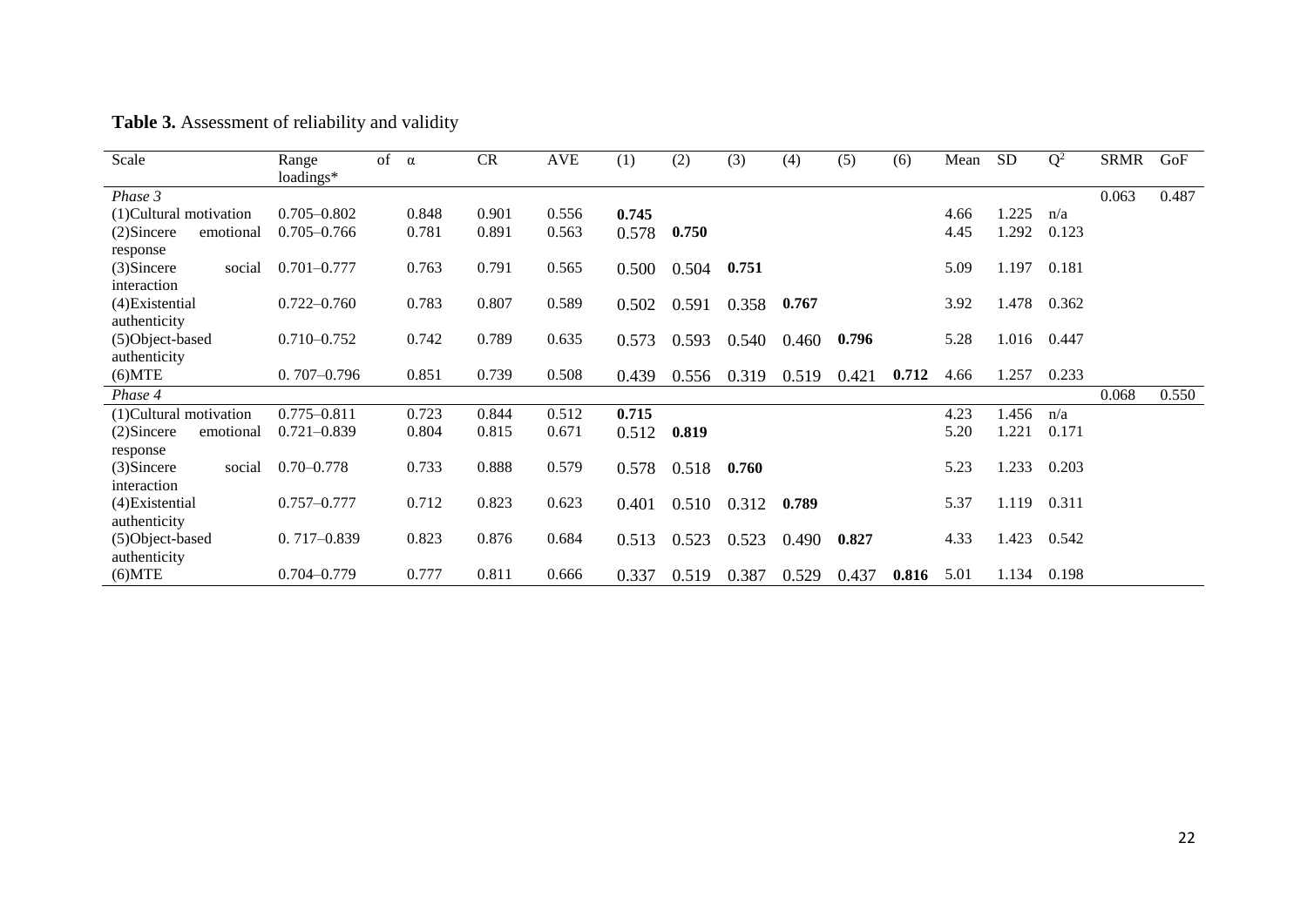**Table 3.** Assessment of reliability and validity

| Scale | Range of loadings* | α | CR | AVE | (1) | (2) | (3) | (4) | (5) | (6) | Mean | SD | $Q^2$ | SRMR | GoF |
|---|---|---|---|---|---|---|---|---|---|---|---|---|---|---|---|
| *Phase 3* | | | | | | | | | | | | | | 0.063 | 0.487 |
| (1)Cultural motivation | 0.705–0.802 | 0.848 | 0.901 | 0.556 | **0.745** | | | | | | 4.66 | 1.225 | n/a | | |
| (2)Sincere emotional response | 0.705–0.766 | 0.781 | 0.891 | 0.563 | 0.578 | **0.750** | | | | | 4.45 | 1.292 | 0.123 | | |
| (3)Sincere social interaction | 0.701–0.777 | 0.763 | 0.791 | 0.565 | 0.500 | 0.504 | **0.751** | | | | 5.09 | 1.197 | 0.181 | | |
| (4)Existential authenticity | 0.722–0.760 | 0.783 | 0.807 | 0.589 | 0.502 | 0.591 | 0.358 | **0.767** | | | 3.92 | 1.478 | 0.362 | | |
| (5)Object-based authenticity | 0.710–0.752 | 0.742 | 0.789 | 0.635 | 0.573 | 0.593 | 0.540 | 0.460 | **0.796** | | 5.28 | 1.016 | 0.447 | | |
| (6)MTE | 0. 707–0.796 | 0.851 | 0.739 | 0.508 | 0.439 | 0.556 | 0.319 | 0.519 | 0.421 | **0.712** | 4.66 | 1.257 | 0.233 | | |
| *Phase 4* | | | | | | | | | | | | | | 0.068 | 0.550 |
| (1)Cultural motivation | 0.775–0.811 | 0.723 | 0.844 | 0.512 | **0.715** | | | | | | 4.23 | 1.456 | n/a | | |
| (2)Sincere emotional response | 0.721–0.839 | 0.804 | 0.815 | 0.671 | 0.512 | **0.819** | | | | | 5.20 | 1.221 | 0.171 | | |
| (3)Sincere social interaction | 0.70–0.778 | 0.733 | 0.888 | 0.579 | 0.578 | 0.518 | **0.760** | | | | 5.23 | 1.233 | 0.203 | | |
| (4)Existential authenticity | 0.757–0.777 | 0.712 | 0.823 | 0.623 | 0.401 | 0.510 | 0.312 | **0.789** | | | 5.37 | 1.119 | 0.311 | | |
| (5)Object-based authenticity | 0. 717–0.839 | 0.823 | 0.876 | 0.684 | 0.513 | 0.523 | 0.523 | 0.490 | **0.827** | | 4.33 | 1.423 | 0.542 | | |
| (6)MTE | 0.704–0.779 | 0.777 | 0.811 | 0.666 | 0.337 | 0.519 | 0.387 | 0.529 | 0.437 | **0.816** | 5.01 | 1.134 | 0.198 | | |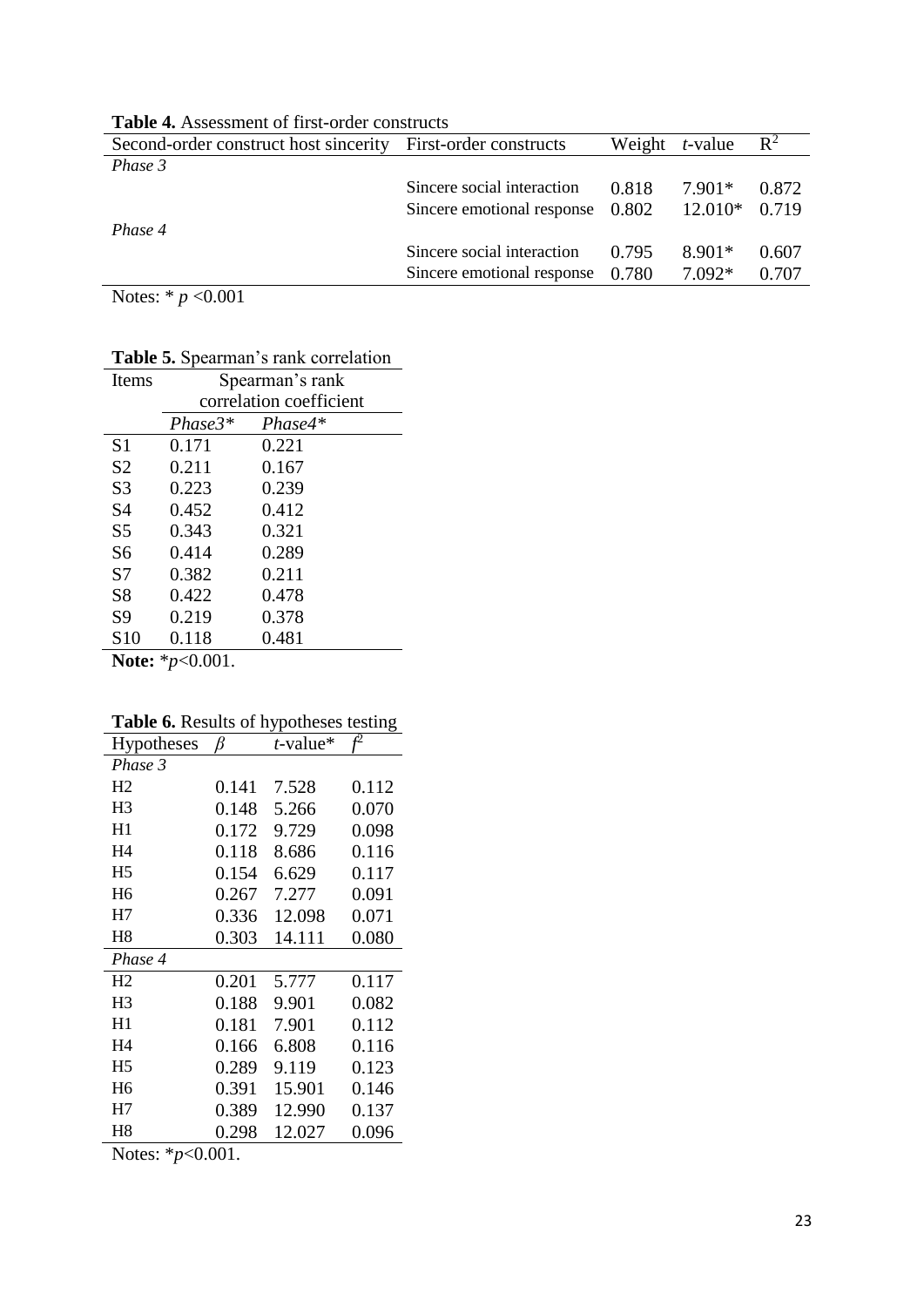**Table 4.** Assessment of first-order constructs

| Second-order construct host sincerity | First-order constructs | Weight | *t*-value | $R^2$ |
|---|---|---|---|---|
| *Phase 3* | | | | |
| | Sincere social interaction | 0.818 | 7.901* | 0.872 |
| | Sincere emotional response | 0.802 | 12.010* | 0.719 |
| *Phase 4* | | | | |
| | Sincere social interaction | 0.795 | 8.901* | 0.607 |
| | Sincere emotional response | 0.780 | 7.092* | 0.707 |

Notes: * $p$ <0.001

**Table 5.** Spearman's rank correlation

| Items | Spearman's rank correlation coefficient | |
|---|---|---|
| | *Phase3** | *Phase4** |
| S1 | 0.171 | 0.221 |
| S2 | 0.211 | 0.167 |
| S3 | 0.223 | 0.239 |
| S4 | 0.452 | 0.412 |
| S5 | 0.343 | 0.321 |
| S6 | 0.414 | 0.289 |
| S7 | 0.382 | 0.211 |
| S8 | 0.422 | 0.478 |
| S9 | 0.219 | 0.378 |
| S10 | 0.118 | 0.481 |

**Note:** *$p$<0.001.

**Table 6.** Results of hypotheses testing

| Hypotheses | $\beta$ | *t*-value* | $f^2$ |
|---|---|---|---|
| *Phase 3* | | | |
| H2 | 0.141 | 7.528 | 0.112 |
| H3 | 0.148 | 5.266 | 0.070 |
| H1 | 0.172 | 9.729 | 0.098 |
| H4 | 0.118 | 8.686 | 0.116 |
| H5 | 0.154 | 6.629 | 0.117 |
| H6 | 0.267 | 7.277 | 0.091 |
| H7 | 0.336 | 12.098 | 0.071 |
| H8 | 0.303 | 14.111 | 0.080 |
| *Phase 4* | | | |
| H2 | 0.201 | 5.777 | 0.117 |
| H3 | 0.188 | 9.901 | 0.082 |
| H1 | 0.181 | 7.901 | 0.112 |
| H4 | 0.166 | 6.808 | 0.116 |
| H5 | 0.289 | 9.119 | 0.123 |
| H6 | 0.391 | 15.901 | 0.146 |
| H7 | 0.389 | 12.990 | 0.137 |
| H8 | 0.298 | 12.027 | 0.096 |

Notes: *$p$<0.001.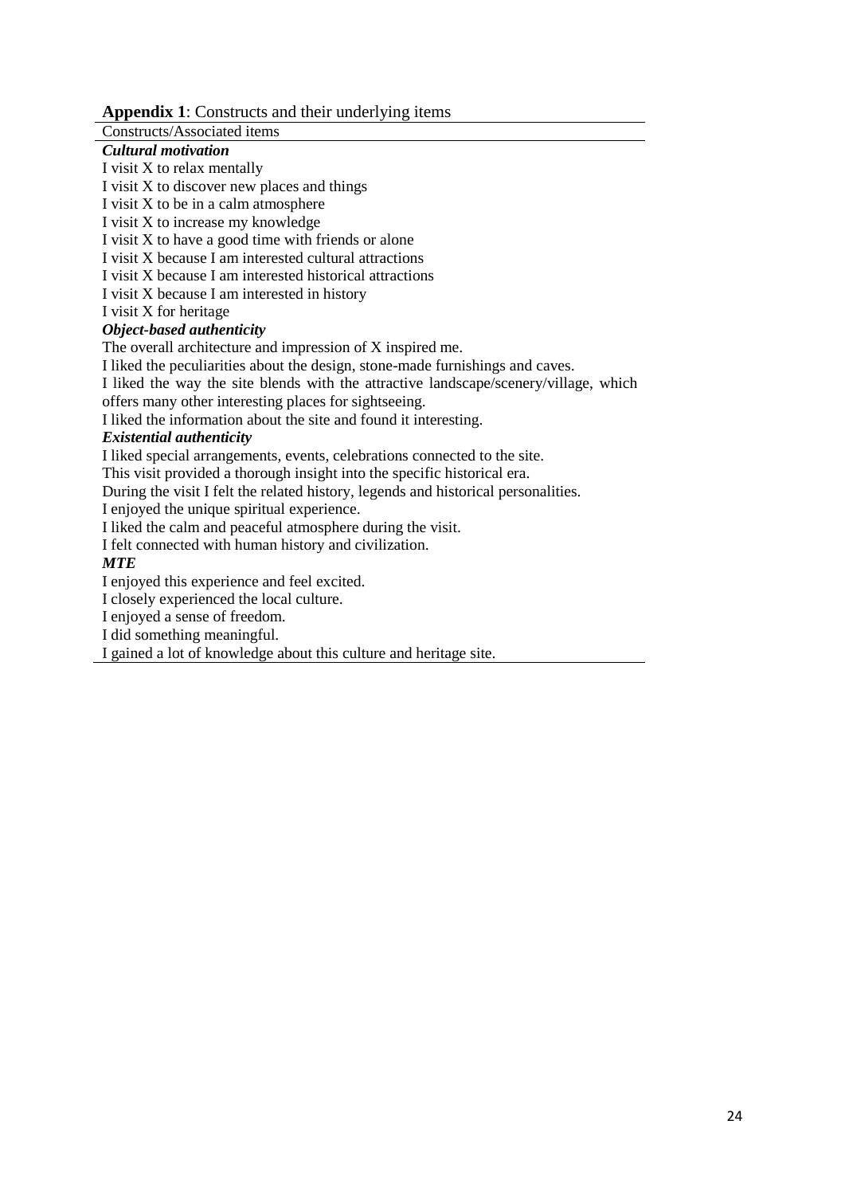**Appendix 1**: Constructs and their underlying items

| Constructs/Associated items |
|---|
| ***Cultural motivation*** |
| I visit X to relax mentally |
| I visit X to discover new places and things |
| I visit X to be in a calm atmosphere |
| I visit X to increase my knowledge |
| I visit X to have a good time with friends or alone |
| I visit X because I am interested cultural attractions |
| I visit X because I am interested historical attractions |
| I visit X because I am interested in history |
| I visit X for heritage |
| ***Object-based authenticity*** |
| The overall architecture and impression of X inspired me. |
| I liked the peculiarities about the design, stone-made furnishings and caves. |
| I liked the way the site blends with the attractive landscape/scenery/village, which offers many other interesting places for sightseeing. |
| I liked the information about the site and found it interesting. |
| ***Existential authenticity*** |
| I liked special arrangements, events, celebrations connected to the site. |
| This visit provided a thorough insight into the specific historical era. |
| During the visit I felt the related history, legends and historical personalities. |
| I enjoyed the unique spiritual experience. |
| I liked the calm and peaceful atmosphere during the visit. |
| I felt connected with human history and civilization. |
| ***MTE*** |
| I enjoyed this experience and feel excited. |
| I closely experienced the local culture. |
| I enjoyed a sense of freedom. |
| I did something meaningful. |
| I gained a lot of knowledge about this culture and heritage site. |